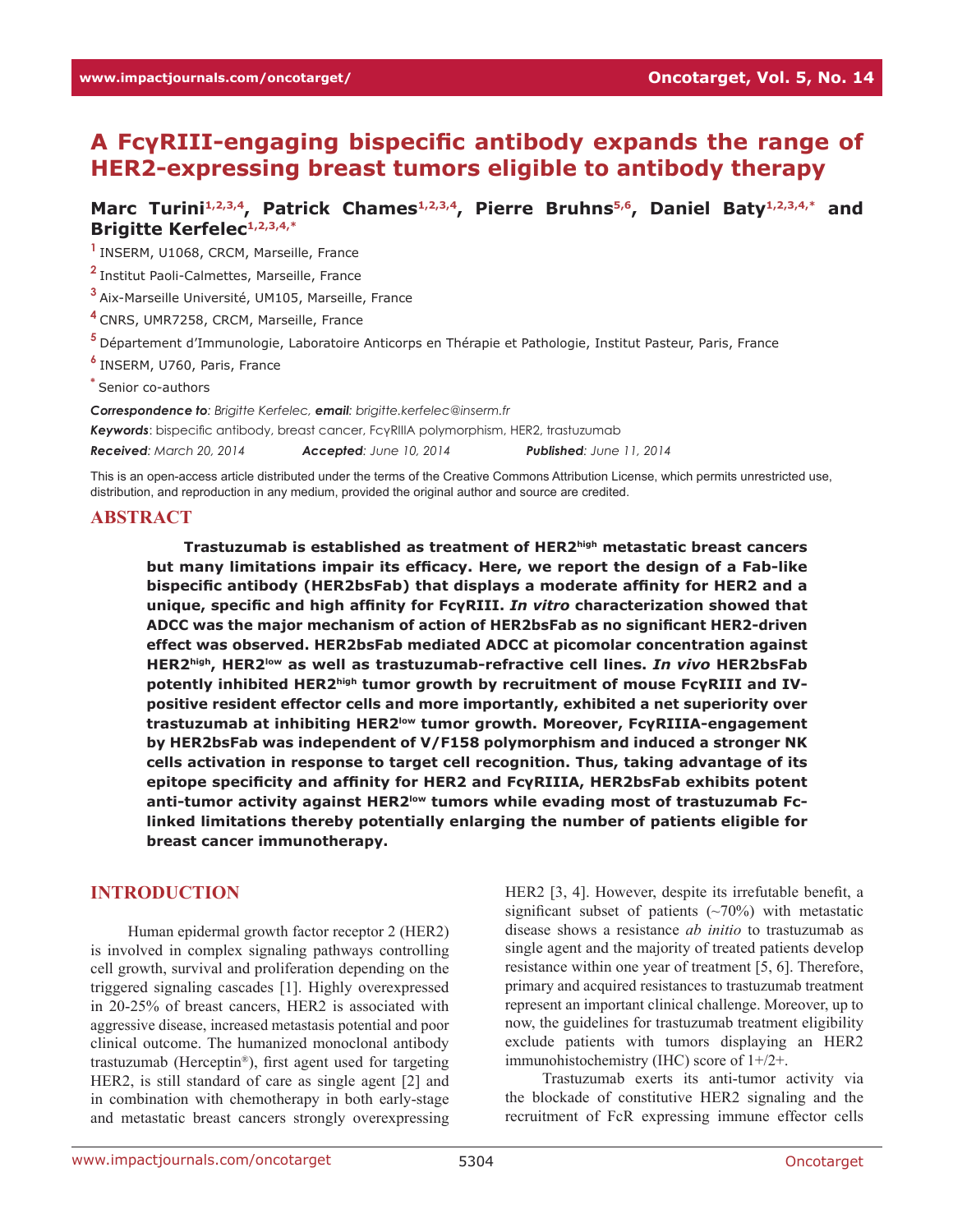# A FcγRIII-engaging bispecific antibody expands the range of HER2-expressing breast tumors eligible to antibody therapy

**Marc Turini[1,2,3,4], Patrick Chames[1,2,3,4], Pierre Bruhns[5,6], Daniel Baty[1,2,3,4,*] and Brigitte Kerfelec[1,2,3,4,*]**

[1] INSERM, U1068, CRCM, Marseille, France

[2] Institut Paoli-Calmettes, Marseille, France

[3] Aix-Marseille Université, UM105, Marseille, France

[4] CNRS, UMR7258, CRCM, Marseille, France

[5] Département d'Immunologie, Laboratoire Anticorps en Thérapie et Pathologie, Institut Pasteur, Paris, France

[6] INSERM, U760, Paris, France

[*] Senior co-authors

***Correspondence to**: Brigitte Kerfelec, **email**: brigitte.kerfelec@inserm.fr*

***Keywords***: bispecific antibody, breast cancer, FcγRIIIA polymorphism, HER2, trastuzumab

***Received**: March 20, 2014* ***Accepted**: June 10, 2014* ***Published**: June 11, 2014*

This is an open-access article distributed under the terms of the Creative Commons Attribution License, which permits unrestricted use, distribution, and reproduction in any medium, provided the original author and source are credited.

## ABSTRACT

**Trastuzumab is established as treatment of HER2$^{high}$ metastatic breast cancers but many limitations impair its efficacy. Here, we report the design of a Fab-like bispecific antibody (HER2bsFab) that displays a moderate affinity for HER2 and a unique, specific and high affinity for FcγRIII. *In vitro* characterization showed that ADCC was the major mechanism of action of HER2bsFab as no significant HER2-driven effect was observed. HER2bsFab mediated ADCC at picomolar concentration against HER2$^{high}$, HER2$^{low}$ as well as trastuzumab-refractive cell lines. *In vivo* HER2bsFab potently inhibited HER2$^{high}$ tumor growth by recruitment of mouse FcγRIII and IV-positive resident effector cells and more importantly, exhibited a net superiority over trastuzumab at inhibiting HER2$^{low}$ tumor growth. Moreover, FcγRIIIA-engagement by HER2bsFab was independent of V/F158 polymorphism and induced a stronger NK cells activation in response to target cell recognition. Thus, taking advantage of its epitope specificity and affinity for HER2 and FcγRIIIA, HER2bsFab exhibits potent anti-tumor activity against HER2$^{low}$ tumors while evading most of trastuzumab Fc-linked limitations thereby potentially enlarging the number of patients eligible for breast cancer immunotherapy.**

## INTRODUCTION

Human epidermal growth factor receptor 2 (HER2) is involved in complex signaling pathways controlling cell growth, survival and proliferation depending on the triggered signaling cascades [1]. Highly overexpressed in 20-25% of breast cancers, HER2 is associated with aggressive disease, increased metastasis potential and poor clinical outcome. The humanized monoclonal antibody trastuzumab (Herceptin®), first agent used for targeting HER2, is still standard of care as single agent [2] and in combination with chemotherapy in both early-stage and metastatic breast cancers strongly overexpressing HER2 [3, 4]. However, despite its irrefutable benefit, a significant subset of patients (~70%) with metastatic disease shows a resistance *ab initio* to trastuzumab as single agent and the majority of treated patients develop resistance within one year of treatment [5, 6]. Therefore, primary and acquired resistances to trastuzumab treatment represent an important clinical challenge. Moreover, up to now, the guidelines for trastuzumab treatment eligibility exclude patients with tumors displaying an HER2 immunohistochemistry (IHC) score of 1+/2+.

Trastuzumab exerts its anti-tumor activity via the blockade of constitutive HER2 signaling and the recruitment of FcR expressing immune effector cells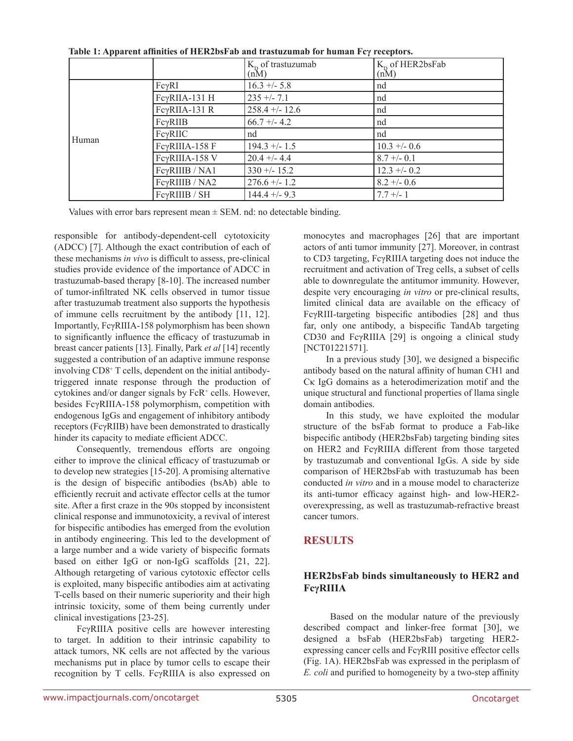**Table 1: Apparent affinities of HER2bsFab and trastuzumab for human Fcγ receptors.**

| | | $K_D$ of trastuzumab (nM) | $K_D$ of HER2bsFab (nM) |
|---|---|---|---|
| Human | FcγRI | 16.3 +/- 5.8 | nd |
| | FcγRIIA-131 H | 235 +/- 7.1 | nd |
| | FcγRIIA-131 R | 258.4 +/- 12.6 | nd |
| | FcγRIIB | 66.7 +/- 4.2 | nd |
| | FcγRIIC | nd | nd |
| | FcγRIIIA-158 F | 194.3 +/- 1.5 | 10.3 +/- 0.6 |
| | FcγRIIIA-158 V | 20.4 +/- 4.4 | 8.7 +/- 0.1 |
| | FcγRIIIB / NA1 | 330 +/- 15.2 | 12.3 +/- 0.2 |
| | FcγRIIIB / NA2 | 276.6 +/- 1.2 | 8.2 +/- 0.6 |
| | FcγRIIIB / SH | 144.4 +/- 9.3 | 7.7 +/- 1 |

Values with error bars represent mean ± SEM. nd: no detectable binding.

responsible for antibody-dependent-cell cytotoxicity (ADCC) [7]. Although the exact contribution of each of these mechanisms *in vivo* is difficult to assess, pre-clinical studies provide evidence of the importance of ADCC in trastuzumab-based therapy [8-10]. The increased number of tumor-infiltrated NK cells observed in tumor tissue after trastuzumab treatment also supports the hypothesis of immune cells recruitment by the antibody [11, 12]. Importantly, FcγRIIIA-158 polymorphism has been shown to significantly influence the efficacy of trastuzumab in breast cancer patients [13]. Finally, Park *et al* [14] recently suggested a contribution of an adaptive immune response involving $CD8^+$ T cells, dependent on the initial antibody-triggered innate response through the production of cytokines and/or danger signals by $FcR^+$ cells. However, besides FcγRIIIA-158 polymorphism, competition with endogenous IgGs and engagement of inhibitory antibody receptors (FcγRIIB) have been demonstrated to drastically hinder its capacity to mediate efficient ADCC.

Consequently, tremendous efforts are ongoing either to improve the clinical efficacy of trastuzumab or to develop new strategies [15-20]. A promising alternative is the design of bispecific antibodies (bsAb) able to efficiently recruit and activate effector cells at the tumor site. After a first craze in the 90s stopped by inconsistent clinical response and immunotoxicity, a revival of interest for bispecific antibodies has emerged from the evolution in antibody engineering. This led to the development of a large number and a wide variety of bispecific formats based on either IgG or non-IgG scaffolds [21, 22]. Although retargeting of various cytotoxic effector cells is exploited, many bispecific antibodies aim at activating T-cells based on their numeric superiority and their high intrinsic toxicity, some of them being currently under clinical investigations [23-25].

FcγRIIIA positive cells are however interesting to target. In addition to their intrinsic capability to attack tumors, NK cells are not affected by the various mechanisms put in place by tumor cells to escape their recognition by T cells. FcγRIIIA is also expressed on monocytes and macrophages [26] that are important actors of anti tumor immunity [27]. Moreover, in contrast to CD3 targeting, FcγRIIIA targeting does not induce the recruitment and activation of Treg cells, a subset of cells able to downregulate the antitumor immunity. However, despite very encouraging *in vitro* or pre-clinical results, limited clinical data are available on the efficacy of FcγRIII-targeting bispecific antibodies [28] and thus far, only one antibody, a bispecific TandAb targeting CD30 and FcγRIIIA [29] is ongoing a clinical study [NCT01221571].

In a previous study [30], we designed a bispecific antibody based on the natural affinity of human CH1 and Cκ IgG domains as a heterodimerization motif and the unique structural and functional properties of llama single domain antibodies.

In this study, we have exploited the modular structure of the bsFab format to produce a Fab-like bispecific antibody (HER2bsFab) targeting binding sites on HER2 and FcγRIIIA different from those targeted by trastuzumab and conventional IgGs. A side by side comparison of HER2bsFab with trastuzumab has been conducted *in vitro* and in a mouse model to characterize its anti-tumor efficacy against high- and low-HER2-overexpressing, as well as trastuzumab-refractive breast cancer tumors.

## RESULTS

### HER2bsFab binds simultaneously to HER2 and FcγRIIIA

Based on the modular nature of the previously described compact and linker-free format [30], we designed a bsFab (HER2bsFab) targeting HER2-expressing cancer cells and FcγRIII positive effector cells (Fig. 1A). HER2bsFab was expressed in the periplasm of *E. coli* and purified to homogeneity by a two-step affinity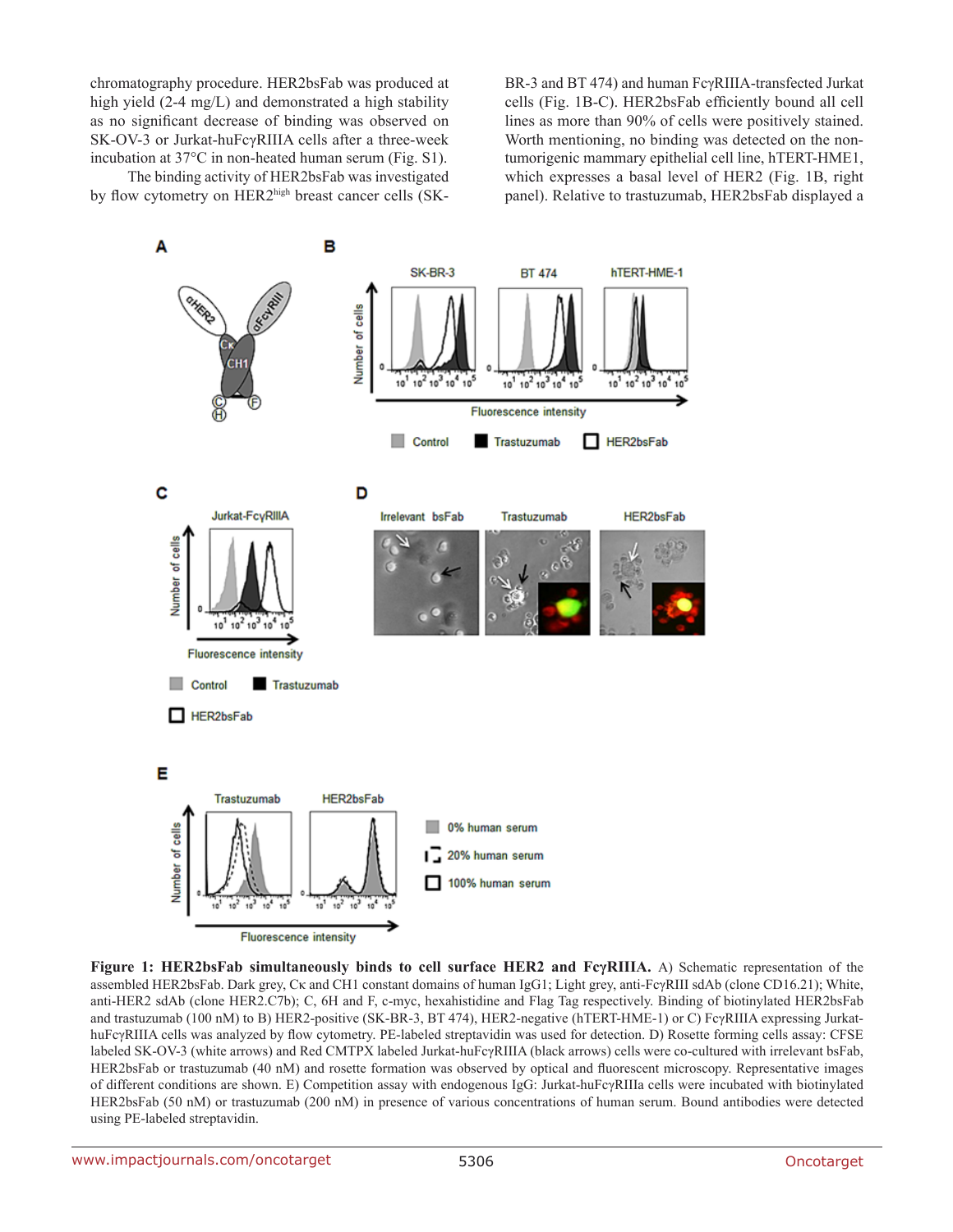chromatography procedure. HER2bsFab was produced at high yield (2-4 mg/L) and demonstrated a high stability as no significant decrease of binding was observed on SK-OV-3 or Jurkat-huFcγRIIIA cells after a three-week incubation at 37°C in non-heated human serum (Fig. S1).

The binding activity of HER2bsFab was investigated by flow cytometry on HER2$^{high}$ breast cancer cells (SK-BR-3 and BT 474) and human FcγRIIIA-transfected Jurkat cells (Fig. 1B-C). HER2bsFab efficiently bound all cell lines as more than 90% of cells were positively stained. Worth mentioning, no binding was detected on the non-tumorigenic mammary epithelial cell line, hTERT-HME1, which expresses a basal level of HER2 (Fig. 1B, right panel). Relative to trastuzumab, HER2bsFab displayed a

**Figure 1: HER2bsFab simultaneously binds to cell surface HER2 and FcγRIIIA.** A) Schematic representation of the assembled HER2bsFab. Dark grey, Cκ and CH1 constant domains of human IgG1; Light grey, anti-FcγRIII sdAb (clone CD16.21); White, anti-HER2 sdAb (clone HER2.C7b); C, 6H and F, c-myc, hexahistidine and Flag Tag respectively. Binding of biotinylated HER2bsFab and trastuzumab (100 nM) to B) HER2-positive (SK-BR-3, BT 474), HER2-negative (hTERT-HME-1) or C) FcγRIIIA expressing Jurkat-huFcγRIIIA cells was analyzed by flow cytometry. PE-labeled streptavidin was used for detection. D) Rosette forming cells assay: CFSE labeled SK-OV-3 (white arrows) and Red CMTPX labeled Jurkat-huFcγRIIIA (black arrows) cells were co-cultured with irrelevant bsFab, HER2bsFab or trastuzumab (40 nM) and rosette formation was observed by optical and fluorescent microscopy. Representative images of different conditions are shown. E) Competition assay with endogenous IgG: Jurkat-huFcγRIIIa cells were incubated with biotinylated HER2bsFab (50 nM) or trastuzumab (200 nM) in presence of various concentrations of human serum. Bound antibodies were detected using PE-labeled streptavidin.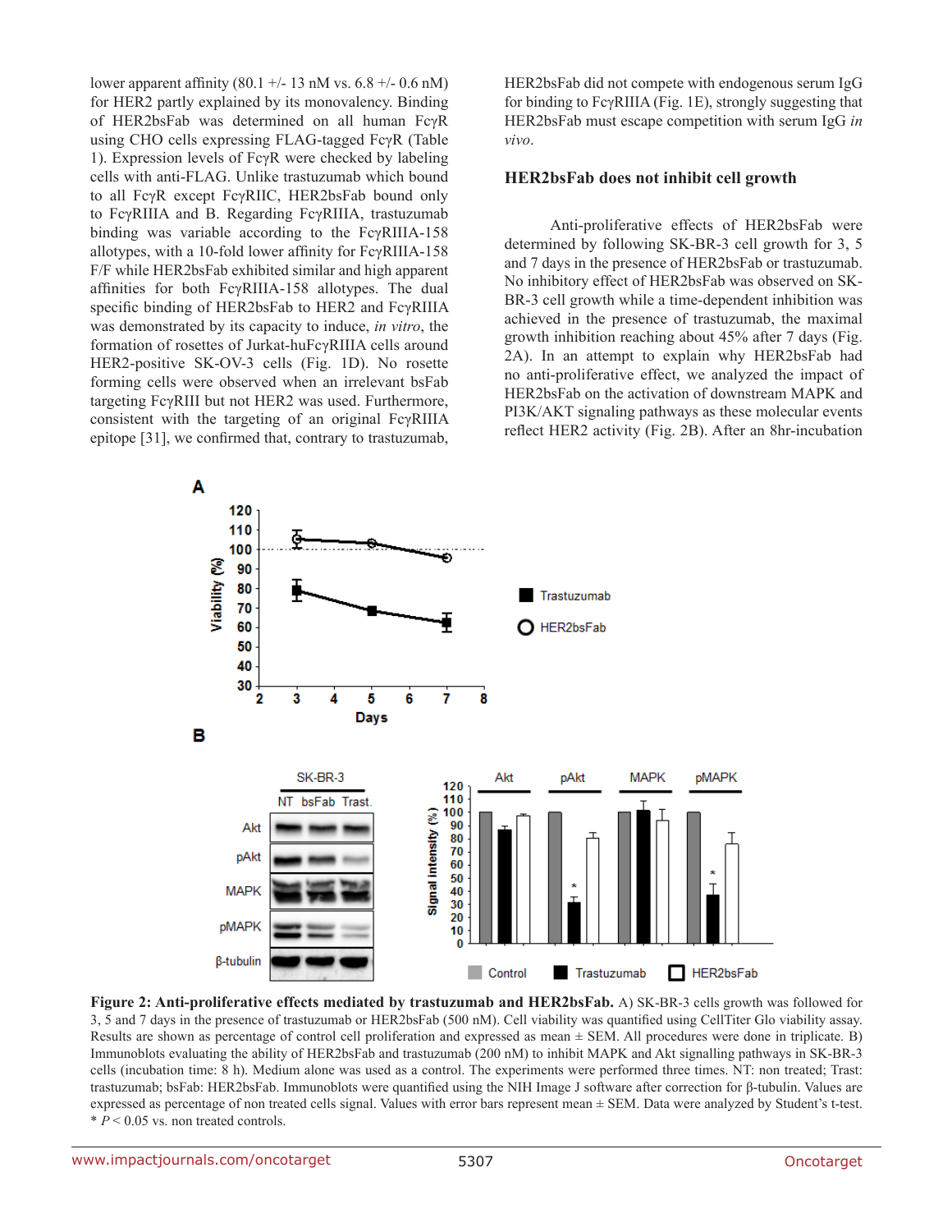lower apparent affinity (80.1 +/- 13 nM vs. 6.8 +/- 0.6 nM) for HER2 partly explained by its monovalency. Binding of HER2bsFab was determined on all human FcγR using CHO cells expressing FLAG-tagged FcγR (Table 1). Expression levels of FcγR were checked by labeling cells with anti-FLAG. Unlike trastuzumab which bound to all FcγR except FcγRIIC, HER2bsFab bound only to FcγRIIIA and B. Regarding FcγRIIIA, trastuzumab binding was variable according to the FcγRIIIA-158 allotypes, with a 10-fold lower affinity for FcγRIIIA-158 F/F while HER2bsFab exhibited similar and high apparent affinities for both FcγRIIIA-158 allotypes. The dual specific binding of HER2bsFab to HER2 and FcγRIIIA was demonstrated by its capacity to induce, *in vitro*, the formation of rosettes of Jurkat-huFcγRIIIA cells around HER2-positive SK-OV-3 cells (Fig. 1D). No rosette forming cells were observed when an irrelevant bsFab targeting FcγRIII but not HER2 was used. Furthermore, consistent with the targeting of an original FcγRIIIA epitope [31], we confirmed that, contrary to trastuzumab, HER2bsFab did not compete with endogenous serum IgG for binding to FcγRIIIA (Fig. 1E), strongly suggesting that HER2bsFab must escape competition with serum IgG *in vivo*.

## HER2bsFab does not inhibit cell growth

Anti-proliferative effects of HER2bsFab were determined by following SK-BR-3 cell growth for 3, 5 and 7 days in the presence of HER2bsFab or trastuzumab. No inhibitory effect of HER2bsFab was observed on SK-BR-3 cell growth while a time-dependent inhibition was achieved in the presence of trastuzumab, the maximal growth inhibition reaching about 45% after 7 days (Fig. 2A). In an attempt to explain why HER2bsFab had no anti-proliferative effect, we analyzed the impact of HER2bsFab on the activation of downstream MAPK and PI3K/AKT signaling pathways as these molecular events reflect HER2 activity (Fig. 2B). After an 8hr-incubation

**Figure 2: Anti-proliferative effects mediated by trastuzumab and HER2bsFab.** A) SK-BR-3 cells growth was followed for 3, 5 and 7 days in the presence of trastuzumab or HER2bsFab (500 nM). Cell viability was quantified using CellTiter Glo viability assay. Results are shown as percentage of control cell proliferation and expressed as mean ± SEM. All procedures were done in triplicate. B) Immunoblots evaluating the ability of HER2bsFab and trastuzumab (200 nM) to inhibit MAPK and Akt signalling pathways in SK-BR-3 cells (incubation time: 8 h). Medium alone was used as a control. The experiments were performed three times. NT: non treated; Trast: trastuzumab; bsFab: HER2bsFab. Immunoblots were quantified using the NIH Image J software after correction for β-tubulin. Values are expressed as percentage of non treated cells signal. Values with error bars represent mean ± SEM. Data were analyzed by Student's t-test. * $P < 0.05$ vs. non treated controls.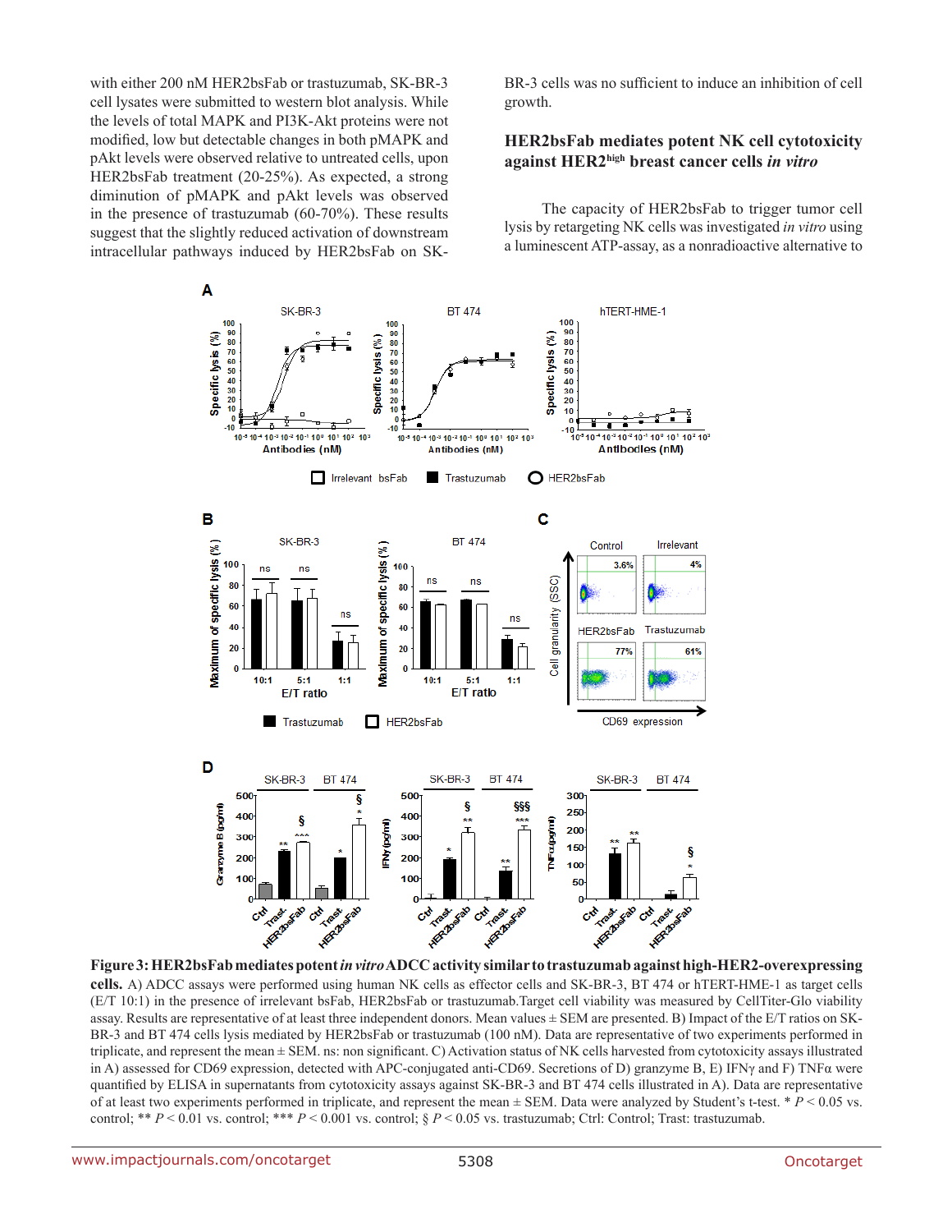with either 200 nM HER2bsFab or trastuzumab, SK-BR-3 cell lysates were submitted to western blot analysis. While the levels of total MAPK and PI3K-Akt proteins were not modified, low but detectable changes in both pMAPK and pAkt levels were observed relative to untreated cells, upon HER2bsFab treatment (20-25%). As expected, a strong diminution of pMAPK and pAkt levels was observed in the presence of trastuzumab (60-70%). These results suggest that the slightly reduced activation of downstream intracellular pathways induced by HER2bsFab on SK-BR-3 cells was no sufficient to induce an inhibition of cell growth.

### HER2bsFab mediates potent NK cell cytotoxicity against HER2[high] breast cancer cells *in vitro*

The capacity of HER2bsFab to trigger tumor cell lysis by retargeting NK cells was investigated *in vitro* using a luminescent ATP-assay, as a nonradioactive alternative to

**Figure 3: HER2bsFab mediates potent *in vitro* ADCC activity similar to trastuzumab against high-HER2-overexpressing cells.** A) ADCC assays were performed using human NK cells as effector cells and SK-BR-3, BT 474 or hTERT-HME-1 as target cells (E/T 10:1) in the presence of irrelevant bsFab, HER2bsFab or trastuzumab.Target cell viability was measured by CellTiter-Glo viability assay. Results are representative of at least three independent donors. Mean values ± SEM are presented. B) Impact of the E/T ratios on SK-BR-3 and BT 474 cells lysis mediated by HER2bsFab or trastuzumab (100 nM). Data are representative of two experiments performed in triplicate, and represent the mean ± SEM. ns: non significant. C) Activation status of NK cells harvested from cytotoxicity assays illustrated in A) assessed for CD69 expression, detected with APC-conjugated anti-CD69. Secretions of D) granzyme B, E) IFNγ and F) TNFα were quantified by ELISA in supernatants from cytotoxicity assays against SK-BR-3 and BT 474 cells illustrated in A). Data are representative of at least two experiments performed in triplicate, and represent the mean ± SEM. Data were analyzed by Student's t-test. * $P < 0.05$ vs. control; ** $P < 0.01$ vs. control; *** $P < 0.001$ vs. control; § $P < 0.05$ vs. trastuzumab; Ctrl: Control; Trast: trastuzumab.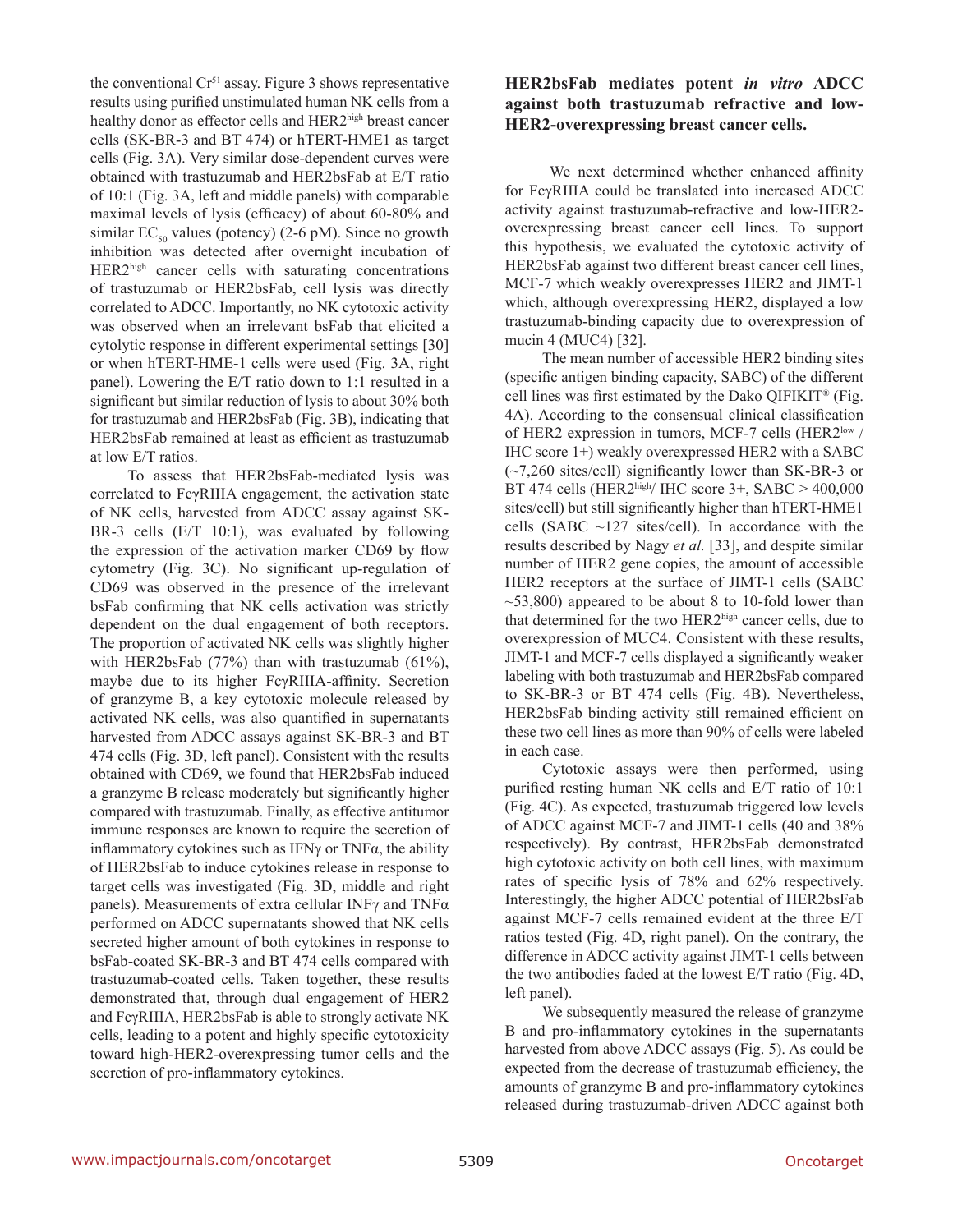the conventional $Cr^{51}$ assay. Figure 3 shows representative results using purified unstimulated human NK cells from a healthy donor as effector cells and $HER2^{high}$ breast cancer cells (SK-BR-3 and BT 474) or hTERT-HME1 as target cells (Fig. 3A). Very similar dose-dependent curves were obtained with trastuzumab and HER2bsFab at E/T ratio of 10:1 (Fig. 3A, left and middle panels) with comparable maximal levels of lysis (efficacy) of about 60-80% and similar $EC_{50}$ values (potency) (2-6 pM). Since no growth inhibition was detected after overnight incubation of $HER2^{high}$ cancer cells with saturating concentrations of trastuzumab or HER2bsFab, cell lysis was directly correlated to ADCC. Importantly, no NK cytotoxic activity was observed when an irrelevant bsFab that elicited a cytolytic response in different experimental settings [30] or when hTERT-HME-1 cells were used (Fig. 3A, right panel). Lowering the E/T ratio down to 1:1 resulted in a significant but similar reduction of lysis to about 30% both for trastuzumab and HER2bsFab (Fig. 3B), indicating that HER2bsFab remained at least as efficient as trastuzumab at low E/T ratios.

To assess that HER2bsFab-mediated lysis was correlated to FcγRIIIA engagement, the activation state of NK cells, harvested from ADCC assay against SK-BR-3 cells (E/T 10:1), was evaluated by following the expression of the activation marker CD69 by flow cytometry (Fig. 3C). No significant up-regulation of CD69 was observed in the presence of the irrelevant bsFab confirming that NK cells activation was strictly dependent on the dual engagement of both receptors. The proportion of activated NK cells was slightly higher with HER2bsFab (77%) than with trastuzumab (61%), maybe due to its higher FcγRIIIA-affinity. Secretion of granzyme B, a key cytotoxic molecule released by activated NK cells, was also quantified in supernatants harvested from ADCC assays against SK-BR-3 and BT 474 cells (Fig. 3D, left panel). Consistent with the results obtained with CD69, we found that HER2bsFab induced a granzyme B release moderately but significantly higher compared with trastuzumab. Finally, as effective antitumor immune responses are known to require the secretion of inflammatory cytokines such as IFNγ or TNFα, the ability of HER2bsFab to induce cytokines release in response to target cells was investigated (Fig. 3D, middle and right panels). Measurements of extra cellular INFγ and TNFα performed on ADCC supernatants showed that NK cells secreted higher amount of both cytokines in response to bsFab-coated SK-BR-3 and BT 474 cells compared with trastuzumab-coated cells. Taken together, these results demonstrated that, through dual engagement of HER2 and FcγRIIIA, HER2bsFab is able to strongly activate NK cells, leading to a potent and highly specific cytotoxicity toward high-HER2-overexpressing tumor cells and the secretion of pro-inflammatory cytokines.

### HER2bsFab mediates potent *in vitro* ADCC against both trastuzumab refractive and low-HER2-overexpressing breast cancer cells.

We next determined whether enhanced affinity for FcγRIIIA could be translated into increased ADCC activity against trastuzumab-refractive and low-HER2-overexpressing breast cancer cell lines. To support this hypothesis, we evaluated the cytotoxic activity of HER2bsFab against two different breast cancer cell lines, MCF-7 which weakly overexpresses HER2 and JIMT-1 which, although overexpressing HER2, displayed a low trastuzumab-binding capacity due to overexpression of mucin 4 (MUC4) [32].

The mean number of accessible HER2 binding sites (specific antigen binding capacity, SABC) of the different cell lines was first estimated by the Dako QIFIKIT® (Fig. 4A). According to the consensual clinical classification of HER2 expression in tumors, MCF-7 cells ($HER2^{low}$ / IHC score 1+) weakly overexpressed HER2 with a SABC (~7,260 sites/cell) significantly lower than SK-BR-3 or BT 474 cells ($HER2^{high}$/ IHC score 3+, SABC > 400,000 sites/cell) but still significantly higher than hTERT-HME1 cells (SABC ~127 sites/cell). In accordance with the results described by Nagy *et al.* [33], and despite similar number of HER2 gene copies, the amount of accessible HER2 receptors at the surface of JIMT-1 cells (SABC ~53,800) appeared to be about 8 to 10-fold lower than that determined for the two $HER2^{high}$ cancer cells, due to overexpression of MUC4. Consistent with these results, JIMT-1 and MCF-7 cells displayed a significantly weaker labeling with both trastuzumab and HER2bsFab compared to SK-BR-3 or BT 474 cells (Fig. 4B). Nevertheless, HER2bsFab binding activity still remained efficient on these two cell lines as more than 90% of cells were labeled in each case.

Cytotoxic assays were then performed, using purified resting human NK cells and E/T ratio of 10:1 (Fig. 4C). As expected, trastuzumab triggered low levels of ADCC against MCF-7 and JIMT-1 cells (40 and 38% respectively). By contrast, HER2bsFab demonstrated high cytotoxic activity on both cell lines, with maximum rates of specific lysis of 78% and 62% respectively. Interestingly, the higher ADCC potential of HER2bsFab against MCF-7 cells remained evident at the three E/T ratios tested (Fig. 4D, right panel). On the contrary, the difference in ADCC activity against JIMT-1 cells between the two antibodies faded at the lowest E/T ratio (Fig. 4D, left panel).

We subsequently measured the release of granzyme B and pro-inflammatory cytokines in the supernatants harvested from above ADCC assays (Fig. 5). As could be expected from the decrease of trastuzumab efficiency, the amounts of granzyme B and pro-inflammatory cytokines released during trastuzumab-driven ADCC against both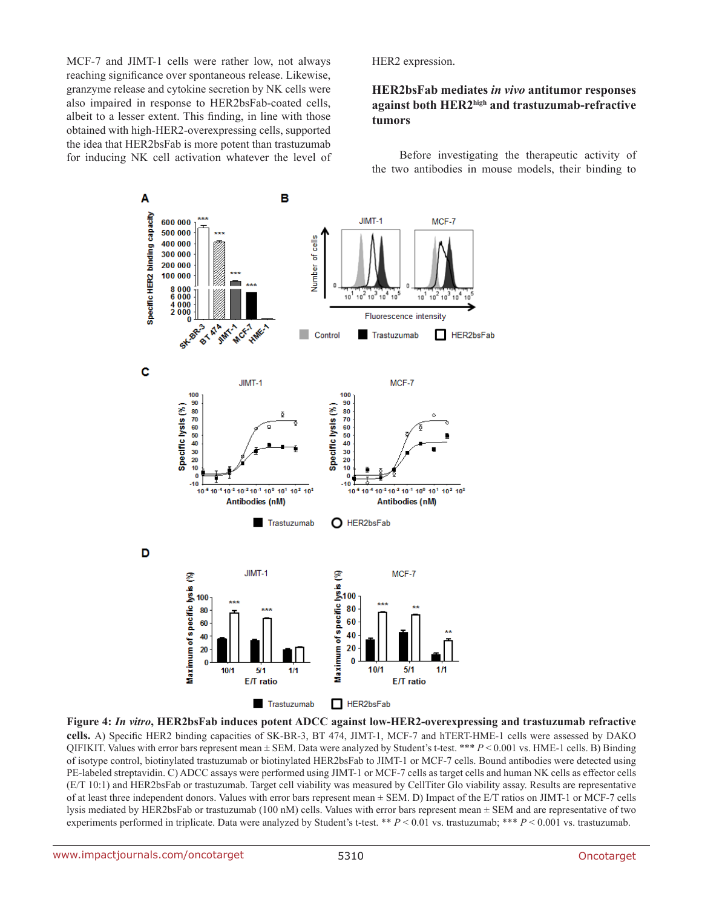MCF-7 and JIMT-1 cells were rather low, not always reaching significance over spontaneous release. Likewise, granzyme release and cytokine secretion by NK cells were also impaired in response to HER2bsFab-coated cells, albeit to a lesser extent. This finding, in line with those obtained with high-HER2-overexpressing cells, supported the idea that HER2bsFab is more potent than trastuzumab for inducing NK cell activation whatever the level of HER2 expression.

## HER2bsFab mediates *in vivo* antitumor responses against both HER2[high] and trastuzumab-refractive tumors

Before investigating the therapeutic activity of the two antibodies in mouse models, their binding to

**Figure 4: *In vitro*, HER2bsFab induces potent ADCC against low-HER2-overexpressing and trastuzumab refractive cells.** A) Specific HER2 binding capacities of SK-BR-3, BT 474, JIMT-1, MCF-7 and hTERT-HME-1 cells were assessed by DAKO QIFIKIT. Values with error bars represent mean ± SEM. Data were analyzed by Student's t-test. *** $P < 0.001$ vs. HME-1 cells. B) Binding of isotype control, biotinylated trastuzumab or biotinylated HER2bsFab to JIMT-1 or MCF-7 cells. Bound antibodies were detected using PE-labeled streptavidin. C) ADCC assays were performed using JIMT-1 or MCF-7 cells as target cells and human NK cells as effector cells (E/T 10:1) and HER2bsFab or trastuzumab. Target cell viability was measured by CellTiter Glo viability assay. Results are representative of at least three independent donors. Values with error bars represent mean ± SEM. D) Impact of the E/T ratios on JIMT-1 or MCF-7 cells lysis mediated by HER2bsFab or trastuzumab (100 nM) cells. Values with error bars represent mean ± SEM and are representative of two experiments performed in triplicate. Data were analyzed by Student's t-test. ** $P < 0.01$ vs. trastuzumab; *** $P < 0.001$ vs. trastuzumab.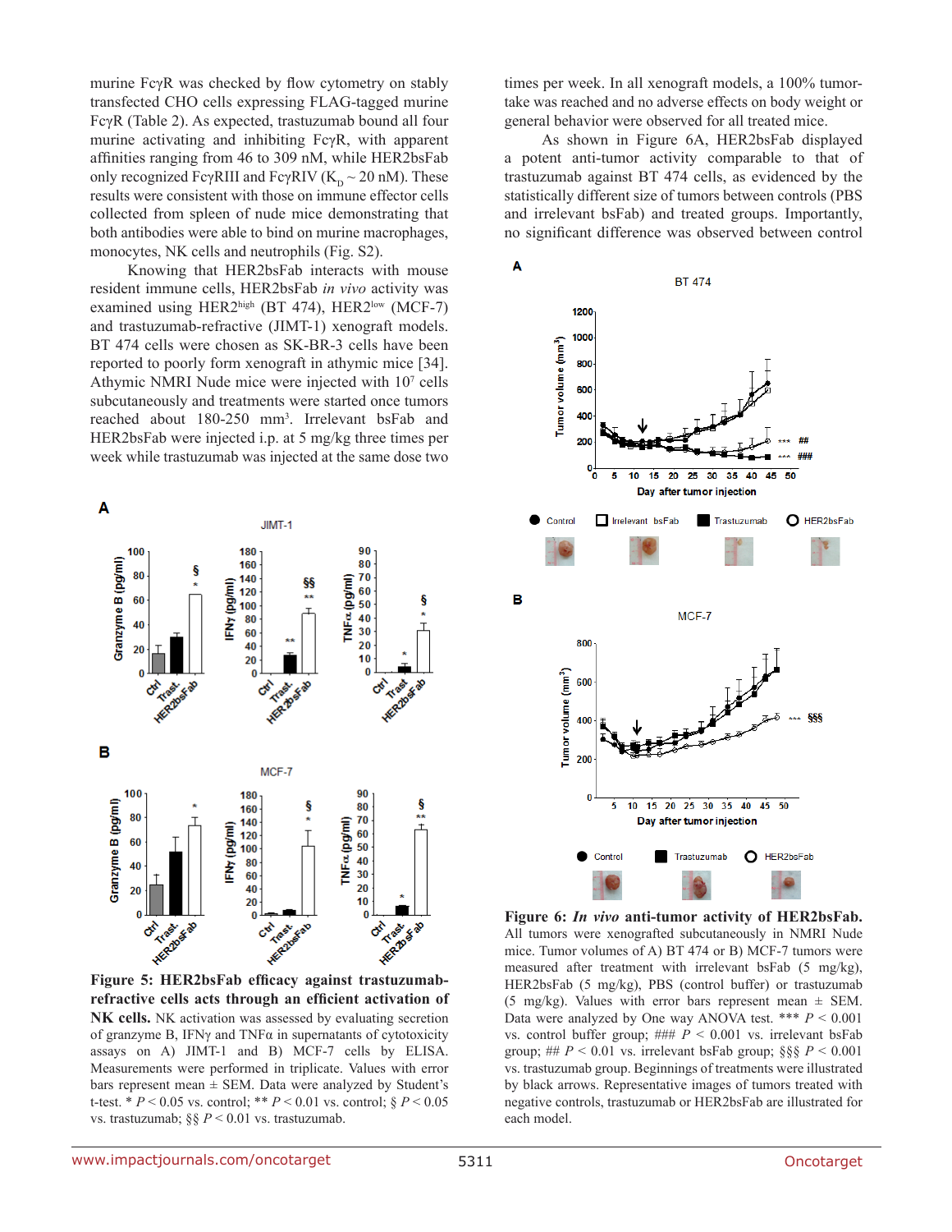murine FcγR was checked by flow cytometry on stably transfected CHO cells expressing FLAG-tagged murine FcγR (Table 2). As expected, trastuzumab bound all four murine activating and inhibiting FcγR, with apparent affinities ranging from 46 to 309 nM, while HER2bsFab only recognized FcγRIII and FcγRIV ($K_D$ ~ 20 nM). These results were consistent with those on immune effector cells collected from spleen of nude mice demonstrating that both antibodies were able to bind on murine macrophages, monocytes, NK cells and neutrophils (Fig. S2).

Knowing that HER2bsFab interacts with mouse resident immune cells, HER2bsFab *in vivo* activity was examined using HER2$^{high}$ (BT 474), HER2$^{low}$ (MCF-7) and trastuzumab-refractive (JIMT-1) xenograft models. BT 474 cells were chosen as SK-BR-3 cells have been reported to poorly form xenograft in athymic mice [34]. Athymic NMRI Nude mice were injected with $10^7$ cells subcutaneously and treatments were started once tumors reached about 180-250 mm$^3$. Irrelevant bsFab and HER2bsFab were injected i.p. at 5 mg/kg three times per week while trastuzumab was injected at the same dose two times per week. In all xenograft models, a 100% tumor-take was reached and no adverse effects on body weight or general behavior were observed for all treated mice.

As shown in Figure 6A, HER2bsFab displayed a potent anti-tumor activity comparable to that of trastuzumab against BT 474 cells, as evidenced by the statistically different size of tumors between controls (PBS and irrelevant bsFab) and treated groups. Importantly, no significant difference was observed between control

**Figure 5: HER2bsFab efficacy against trastuzumab-refractory cells acts through an efficient activation of NK cells.** NK activation was assessed by evaluating secretion of granzyme B, IFNγ and TNFα in supernatants of cytotoxicity assays on A) JIMT-1 and B) MCF-7 cells by ELISA. Measurements were performed in triplicate. Values with error bars represent mean ± SEM. Data were analyzed by Student's t-test. * $P < 0.05$ vs. control; ** $P < 0.01$ vs. control; § $P < 0.05$ vs. trastuzumab; §§ $P < 0.01$ vs. trastuzumab.

**Figure 6: *In vivo* anti-tumor activity of HER2bsFab.** All tumors were xenografted subcutaneously in NMRI Nude mice. Tumor volumes of A) BT 474 or B) MCF-7 tumors were measured after treatment with irrelevant bsFab (5 mg/kg), HER2bsFab (5 mg/kg), PBS (control buffer) or trastuzumab (5 mg/kg). Values with error bars represent mean ± SEM. Data were analyzed by One way ANOVA test. *** $P < 0.001$ vs. control buffer group; ### $P < 0.001$ vs. irrelevant bsFab group; ## $P < 0.01$ vs. irrelevant bsFab group; §§§ $P < 0.001$ vs. trastuzumab group. Beginnings of treatments were illustrated by black arrows. Representative images of tumors treated with negative controls, trastuzumab or HER2bsFab are illustrated for each model.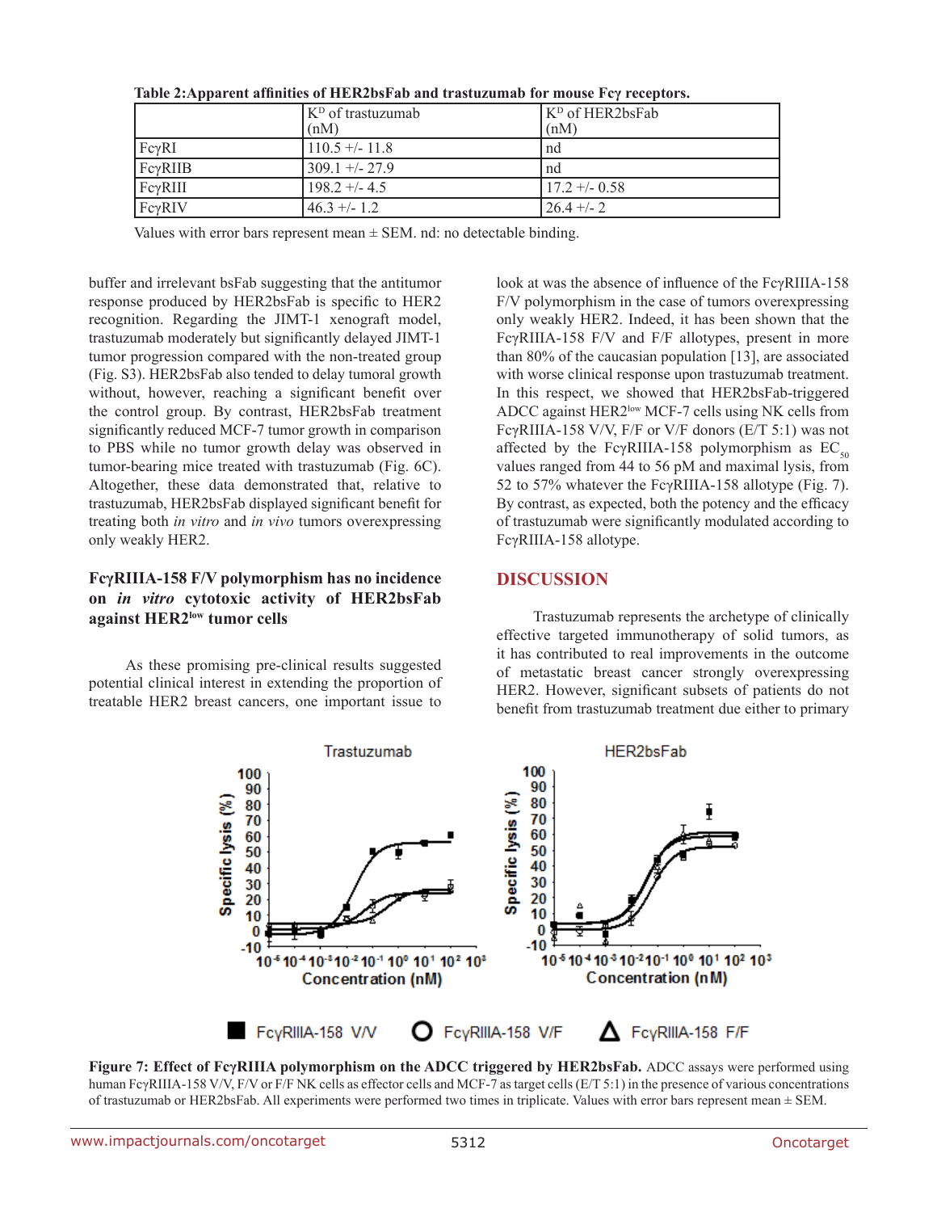**Table 2: Apparent affinities of HER2bsFab and trastuzumab for mouse Fcγ receptors.**

| | $K^D$ of trastuzumab (nM) | $K^D$ of HER2bsFab (nM) |
|---|---|---|
| FcγRI | 110.5 +/- 11.8 | nd |
| FcγRIIB | 309.1 +/- 27.9 | nd |
| FcγRIII | 198.2 +/- 4.5 | 17.2 +/- 0.58 |
| FcγRIV | 46.3 +/- 1.2 | 26.4 +/- 2 |

Values with error bars represent mean ± SEM. nd: no detectable binding.

buffer and irrelevant bsFab suggesting that the antitumor response produced by HER2bsFab is specific to HER2 recognition. Regarding the JIMT-1 xenograft model, trastuzumab moderately but significantly delayed JIMT-1 tumor progression compared with the non-treated group (Fig. S3). HER2bsFab also tended to delay tumoral growth without, however, reaching a significant benefit over the control group. By contrast, HER2bsFab treatment significantly reduced MCF-7 tumor growth in comparison to PBS while no tumor growth delay was observed in tumor-bearing mice treated with trastuzumab (Fig. 6C). Altogether, these data demonstrated that, relative to trastuzumab, HER2bsFab displayed significant benefit for treating both *in vitro* and *in vivo* tumors overexpressing only weakly HER2.

### FcγRIIIA-158 F/V polymorphism has no incidence on *in vitro* cytotoxic activity of HER2bsFab against HER2[low] tumor cells

As these promising pre-clinical results suggested potential clinical interest in extending the proportion of treatable HER2 breast cancers, one important issue to look at was the absence of influence of the FcγRIIIA-158 F/V polymorphism in the case of tumors overexpressing only weakly HER2. Indeed, it has been shown that the FcγRIIIA-158 F/V and F/F allotypes, present in more than 80% of the caucasian population [13], are associated with worse clinical response upon trastuzumab treatment. In this respect, we showed that HER2bsFab-triggered ADCC against HER2[low] MCF-7 cells using NK cells from FcγRIIIA-158 V/V, F/F or V/F donors (E/T 5:1) was not affected by the FcγRIIIA-158 polymorphism as $EC_{50}$ values ranged from 44 to 56 pM and maximal lysis, from 52 to 57% whatever the FcγRIIIA-158 allotype (Fig. 7). By contrast, as expected, both the potency and the efficacy of trastuzumab were significantly modulated according to FcγRIIIA-158 allotype.

## DISCUSSION

Trastuzumab represents the archetype of clinically effective targeted immunotherapy of solid tumors, as it has contributed to real improvements in the outcome of metastatic breast cancer strongly overexpressing HER2. However, significant subsets of patients do not benefit from trastuzumab treatment due either to primary

**Figure 7: Effect of FcγRIIIA polymorphism on the ADCC triggered by HER2bsFab.** ADCC assays were performed using human FcγRIIIA-158 V/V, F/V or F/F NK cells as effector cells and MCF-7 as target cells (E/T 5:1) in the presence of various concentrations of trastuzumab or HER2bsFab. All experiments were performed two times in triplicate. Values with error bars represent mean ± SEM.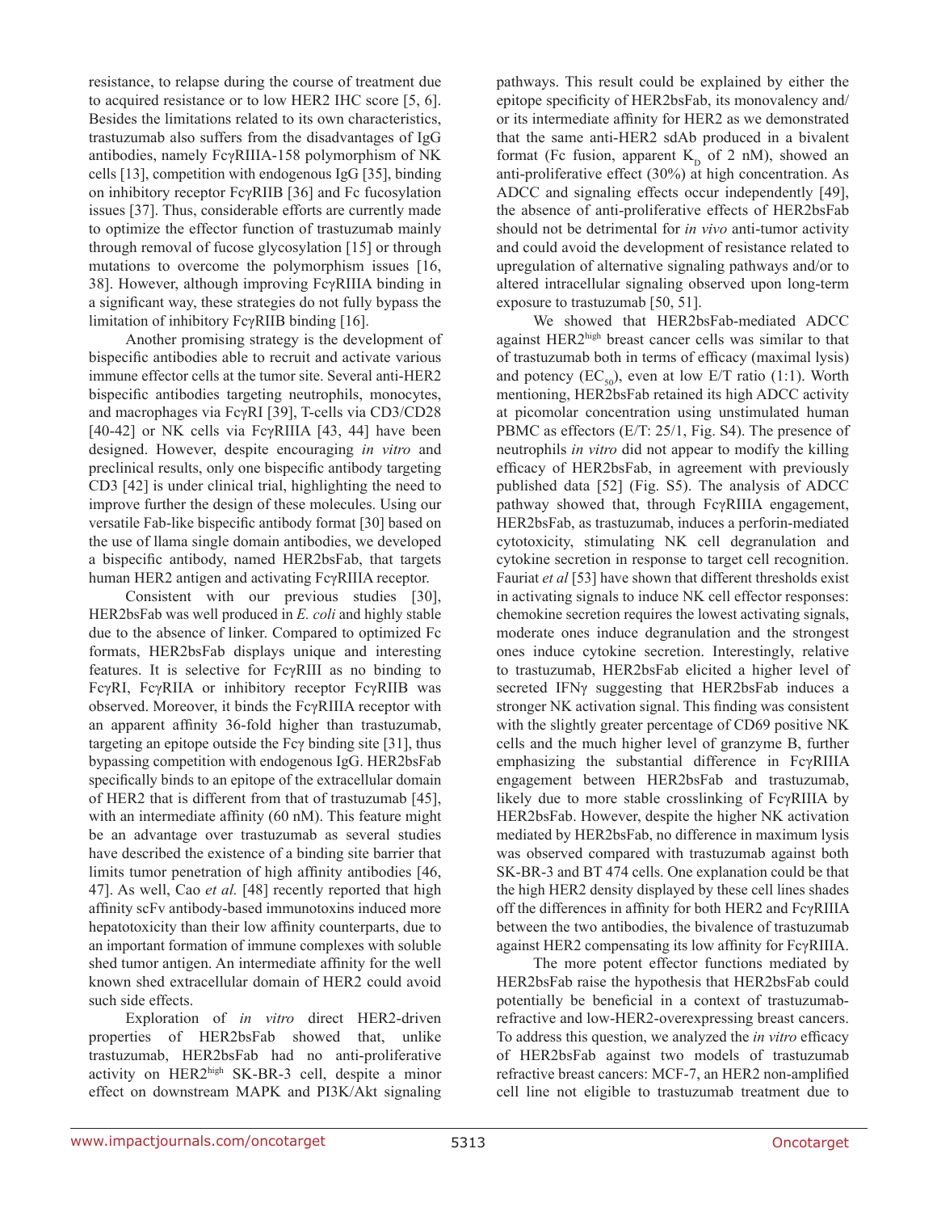resistance, to relapse during the course of treatment due to acquired resistance or to low HER2 IHC score [5, 6]. Besides the limitations related to its own characteristics, trastuzumab also suffers from the disadvantages of IgG antibodies, namely FcγRIIIA-158 polymorphism of NK cells [13], competition with endogenous IgG [35], binding on inhibitory receptor FcγRIIB [36] and Fc fucosylation issues [37]. Thus, considerable efforts are currently made to optimize the effector function of trastuzumab mainly through removal of fucose glycosylation [15] or through mutations to overcome the polymorphism issues [16, 38]. However, although improving FcγRIIIA binding in a significant way, these strategies do not fully bypass the limitation of inhibitory FcγRIIB binding [16].

Another promising strategy is the development of bispecific antibodies able to recruit and activate various immune effector cells at the tumor site. Several anti-HER2 bispecific antibodies targeting neutrophils, monocytes, and macrophages via FcγRI [39], T-cells via CD3/CD28 [40-42] or NK cells via FcγRIIIA [43, 44] have been designed. However, despite encouraging *in vitro* and preclinical results, only one bispecific antibody targeting CD3 [42] is under clinical trial, highlighting the need to improve further the design of these molecules. Using our versatile Fab-like bispecific antibody format [30] based on the use of llama single domain antibodies, we developed a bispecific antibody, named HER2bsFab, that targets human HER2 antigen and activating FcγRIIIA receptor.

Consistent with our previous studies [30], HER2bsFab was well produced in *E. coli* and highly stable due to the absence of linker. Compared to optimized Fc formats, HER2bsFab displays unique and interesting features. It is selective for FcγRIII as no binding to FcγRI, FcγRIIA or inhibitory receptor FcγRIIB was observed. Moreover, it binds the FcγRIIIA receptor with an apparent affinity 36-fold higher than trastuzumab, targeting an epitope outside the Fcγ binding site [31], thus bypassing competition with endogenous IgG. HER2bsFab specifically binds to an epitope of the extracellular domain of HER2 that is different from that of trastuzumab [45], with an intermediate affinity (60 nM). This feature might be an advantage over trastuzumab as several studies have described the existence of a binding site barrier that limits tumor penetration of high affinity antibodies [46, 47]. As well, Cao *et al.* [48] recently reported that high affinity scFv antibody-based immunotoxins induced more hepatotoxicity than their low affinity counterparts, due to an important formation of immune complexes with soluble shed tumor antigen. An intermediate affinity for the well known shed extracellular domain of HER2 could avoid such side effects.

Exploration of *in vitro* direct HER2-driven properties of HER2bsFab showed that, unlike trastuzumab, HER2bsFab had no anti-proliferative activity on HER2[high] SK-BR-3 cell, despite a minor effect on downstream MAPK and PI3K/Akt signaling pathways. This result could be explained by either the epitope specificity of HER2bsFab, its monovalency and/or its intermediate affinity for HER2 as we demonstrated that the same anti-HER2 sdAb produced in a bivalent format (Fc fusion, apparent $K_D$ of 2 nM), showed an anti-proliferative effect (30%) at high concentration. As ADCC and signaling effects occur independently [49], the absence of anti-proliferative effects of HER2bsFab should not be detrimental for *in vivo* anti-tumor activity and could avoid the development of resistance related to upregulation of alternative signaling pathways and/or to altered intracellular signaling observed upon long-term exposure to trastuzumab [50, 51].

We showed that HER2bsFab-mediated ADCC against HER2[high] breast cancer cells was similar to that of trastuzumab both in terms of efficacy (maximal lysis) and potency ($EC_{50}$), even at low E/T ratio (1:1). Worth mentioning, HER2bsFab retained its high ADCC activity at picomolar concentration using unstimulated human PBMC as effectors (E/T: 25/1, Fig. S4). The presence of neutrophils *in vitro* did not appear to modify the killing efficacy of HER2bsFab, in agreement with previously published data [52] (Fig. S5). The analysis of ADCC pathway showed that, through FcγRIIIA engagement, HER2bsFab, as trastuzumab, induces a perforin-mediated cytotoxicity, stimulating NK cell degranulation and cytokine secretion in response to target cell recognition. Fauriat *et al* [53] have shown that different thresholds exist in activating signals to induce NK cell effector responses: chemokine secretion requires the lowest activating signals, moderate ones induce degranulation and the strongest ones induce cytokine secretion. Interestingly, relative to trastuzumab, HER2bsFab elicited a higher level of secreted IFNγ suggesting that HER2bsFab induces a stronger NK activation signal. This finding was consistent with the slightly greater percentage of CD69 positive NK cells and the much higher level of granzyme B, further emphasizing the substantial difference in FcγRIIIA engagement between HER2bsFab and trastuzumab, likely due to more stable crosslinking of FcγRIIIA by HER2bsFab. However, despite the higher NK activation mediated by HER2bsFab, no difference in maximum lysis was observed compared with trastuzumab against both SK-BR-3 and BT 474 cells. One explanation could be that the high HER2 density displayed by these cell lines shades off the differences in affinity for both HER2 and FcγRIIIA between the two antibodies, the bivalence of trastuzumab against HER2 compensating its low affinity for FcγRIIIA.

The more potent effector functions mediated by HER2bsFab raise the hypothesis that HER2bsFab could potentially be beneficial in a context of trastuzumab-refractive and low-HER2-overexpressing breast cancers. To address this question, we analyzed the *in vitro* efficacy of HER2bsFab against two models of trastuzumab refractive breast cancers: MCF-7, an HER2 non-amplified cell line not eligible to trastuzumab treatment due to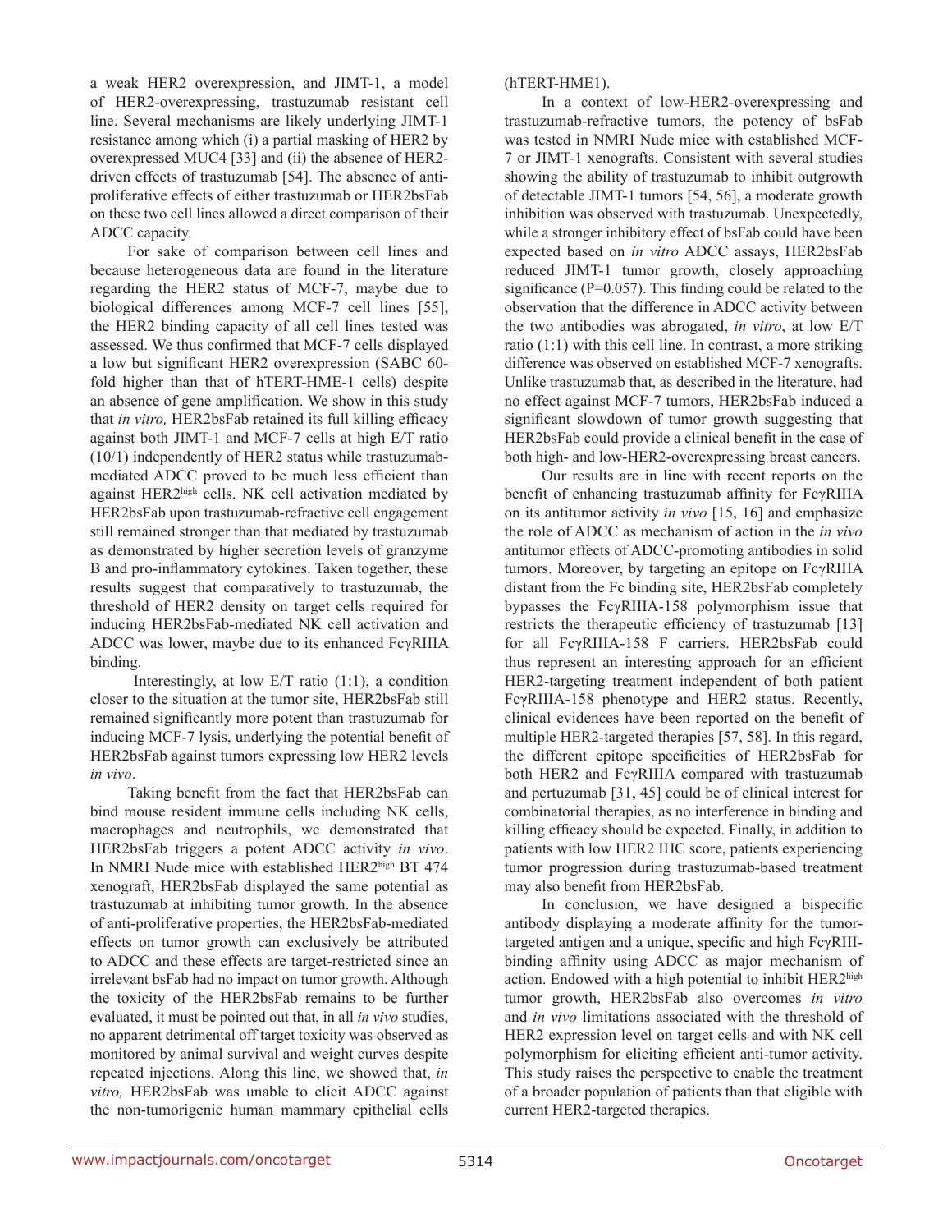a weak HER2 overexpression, and JIMT-1, a model of HER2-overexpressing, trastuzumab resistant cell line. Several mechanisms are likely underlying JIMT-1 resistance among which (i) a partial masking of HER2 by overexpressed MUC4 [33] and (ii) the absence of HER2-driven effects of trastuzumab [54]. The absence of anti-proliferative effects of either trastuzumab or HER2bsFab on these two cell lines allowed a direct comparison of their ADCC capacity.

For sake of comparison between cell lines and because heterogeneous data are found in the literature regarding the HER2 status of MCF-7, maybe due to biological differences among MCF-7 cell lines [55], the HER2 binding capacity of all cell lines tested was assessed. We thus confirmed that MCF-7 cells displayed a low but significant HER2 overexpression (SABC 60-fold higher than that of hTERT-HME-1 cells) despite an absence of gene amplification. We show in this study that *in vitro,* HER2bsFab retained its full killing efficacy against both JIMT-1 and MCF-7 cells at high E/T ratio (10/1) independently of HER2 status while trastuzumab-mediated ADCC proved to be much less efficient than against HER2[high] cells. NK cell activation mediated by HER2bsFab upon trastuzumab-refractive cell engagement still remained stronger than that mediated by trastuzumab as demonstrated by higher secretion levels of granzyme B and pro-inflammatory cytokines. Taken together, these results suggest that comparatively to trastuzumab, the threshold of HER2 density on target cells required for inducing HER2bsFab-mediated NK cell activation and ADCC was lower, maybe due to its enhanced FcγRIIIA binding.

Interestingly, at low E/T ratio (1:1), a condition closer to the situation at the tumor site, HER2bsFab still remained significantly more potent than trastuzumab for inducing MCF-7 lysis, underlying the potential benefit of HER2bsFab against tumors expressing low HER2 levels *in vivo*.

Taking benefit from the fact that HER2bsFab can bind mouse resident immune cells including NK cells, macrophages and neutrophils, we demonstrated that HER2bsFab triggers a potent ADCC activity *in vivo*. In NMRI Nude mice with established HER2[high] BT 474 xenograft, HER2bsFab displayed the same potential as trastuzumab at inhibiting tumor growth. In the absence of anti-proliferative properties, the HER2bsFab-mediated effects on tumor growth can exclusively be attributed to ADCC and these effects are target-restricted since an irrelevant bsFab had no impact on tumor growth. Although the toxicity of the HER2bsFab remains to be further evaluated, it must be pointed out that, in all *in vivo* studies, no apparent detrimental off target toxicity was observed as monitored by animal survival and weight curves despite repeated injections. Along this line, we showed that, *in vitro,* HER2bsFab was unable to elicit ADCC against the non-tumorigenic human mammary epithelial cells (hTERT-HME1).

In a context of low-HER2-overexpressing and trastuzumab-refractive tumors, the potency of bsFab was tested in NMRI Nude mice with established MCF-7 or JIMT-1 xenografts. Consistent with several studies showing the ability of trastuzumab to inhibit outgrowth of detectable JIMT-1 tumors [54, 56], a moderate growth inhibition was observed with trastuzumab. Unexpectedly, while a stronger inhibitory effect of bsFab could have been expected based on *in vitro* ADCC assays, HER2bsFab reduced JIMT-1 tumor growth, closely approaching significance ($P=0.057$). This finding could be related to the observation that the difference in ADCC activity between the two antibodies was abrogated, *in vitro*, at low E/T ratio (1:1) with this cell line. In contrast, a more striking difference was observed on established MCF-7 xenografts. Unlike trastuzumab that, as described in the literature, had no effect against MCF-7 tumors, HER2bsFab induced a significant slowdown of tumor growth suggesting that HER2bsFab could provide a clinical benefit in the case of both high- and low-HER2-overexpressing breast cancers.

Our results are in line with recent reports on the benefit of enhancing trastuzumab affinity for FcγRIIIA on its antitumor activity *in vivo* [15, 16] and emphasize the role of ADCC as mechanism of action in the *in vivo* antitumor effects of ADCC-promoting antibodies in solid tumors. Moreover, by targeting an epitope on FcγRIIIA distant from the Fc binding site, HER2bsFab completely bypasses the FcγRIIIA-158 polymorphism issue that restricts the therapeutic efficiency of trastuzumab [13] for all FcγRIIIA-158 F carriers. HER2bsFab could thus represent an interesting approach for an efficient HER2-targeting treatment independent of both patient FcγRIIIA-158 phenotype and HER2 status. Recently, clinical evidences have been reported on the benefit of multiple HER2-targeted therapies [57, 58]. In this regard, the different epitope specificities of HER2bsFab for both HER2 and FcγRIIIA compared with trastuzumab and pertuzumab [31, 45] could be of clinical interest for combinatorial therapies, as no interference in binding and killing efficacy should be expected. Finally, in addition to patients with low HER2 IHC score, patients experiencing tumor progression during trastuzumab-based treatment may also benefit from HER2bsFab.

In conclusion, we have designed a bispecific antibody displaying a moderate affinity for the tumor-targeted antigen and a unique, specific and high FcγRIII-binding affinity using ADCC as major mechanism of action. Endowed with a high potential to inhibit HER2[high] tumor growth, HER2bsFab also overcomes *in vitro* and *in vivo* limitations associated with the threshold of HER2 expression level on target cells and with NK cell polymorphism for eliciting efficient anti-tumor activity. This study raises the perspective to enable the treatment of a broader population of patients than that eligible with current HER2-targeted therapies.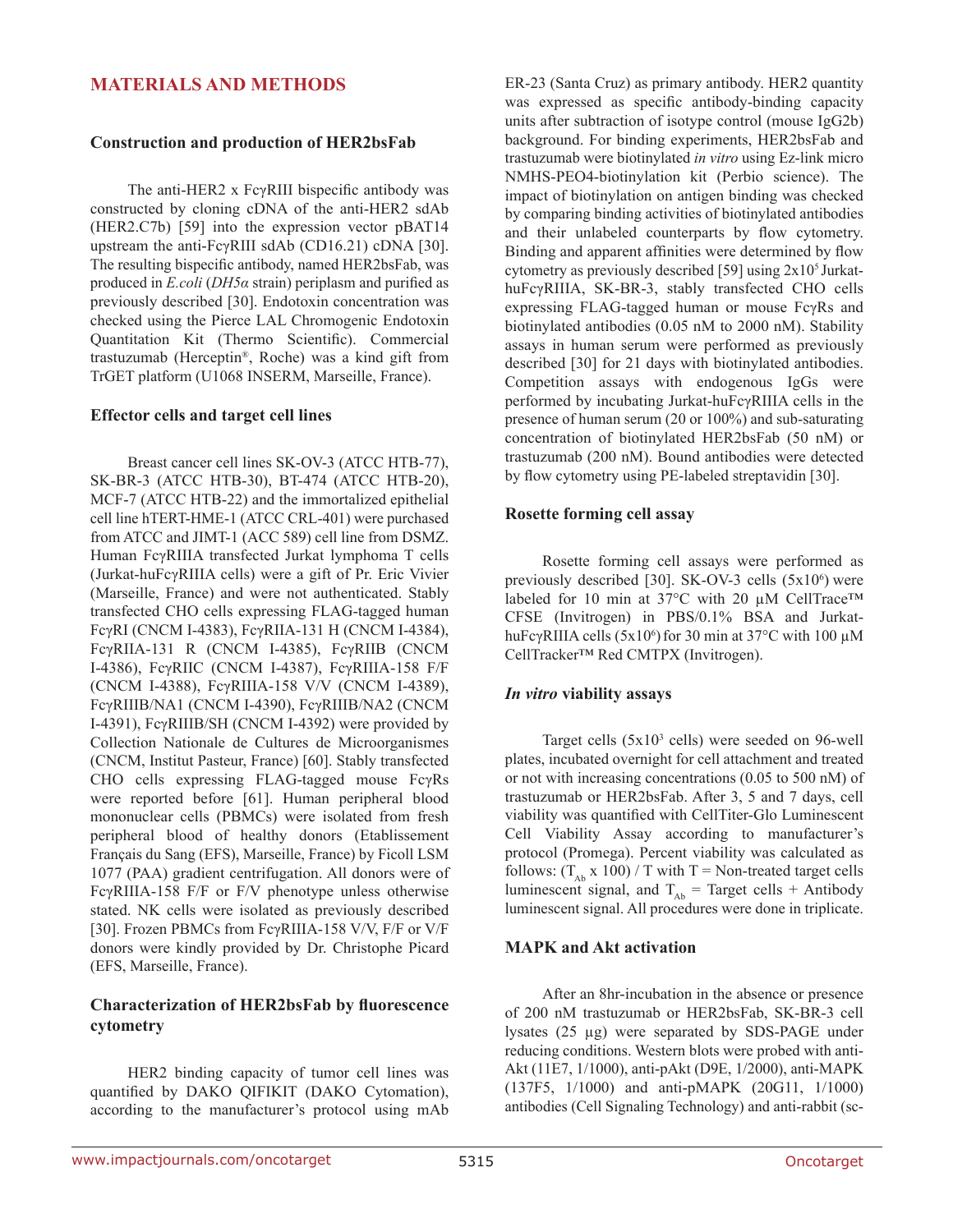## MATERIALS AND METHODS

### Construction and production of HER2bsFab

The anti-HER2 x FcγRIII bispecific antibody was constructed by cloning cDNA of the anti-HER2 sdAb (HER2.C7b) [59] into the expression vector pBAT14 upstream the anti-FcγRIII sdAb (CD16.21) cDNA [30]. The resulting bispecific antibody, named HER2bsFab, was produced in *E.coli* (*DH5α* strain) periplasm and purified as previously described [30]. Endotoxin concentration was checked using the Pierce LAL Chromogenic Endotoxin Quantitation Kit (Thermo Scientific). Commercial trastuzumab (Herceptin®, Roche) was a kind gift from TrGET platform (U1068 INSERM, Marseille, France).

### Effector cells and target cell lines

Breast cancer cell lines SK-OV-3 (ATCC HTB-77), SK-BR-3 (ATCC HTB-30), BT-474 (ATCC HTB-20), MCF-7 (ATCC HTB-22) and the immortalized epithelial cell line hTERT-HME-1 (ATCC CRL-401) were purchased from ATCC and JIMT-1 (ACC 589) cell line from DSMZ. Human FcγRIIIA transfected Jurkat lymphoma T cells (Jurkat-huFcγRIIIA cells) were a gift of Pr. Eric Vivier (Marseille, France) and were not authenticated. Stably transfected CHO cells expressing FLAG-tagged human FcγRI (CNCM I-4383), FcγRIIA-131 H (CNCM I-4384), FcγRIIA-131 R (CNCM I-4385), FcγRIIB (CNCM I-4386), FcγRIIC (CNCM I-4387), FcγRIIIA-158 F/F (CNCM I-4388), FcγRIIIA-158 V/V (CNCM I-4389), FcγRIIIB/NA1 (CNCM I-4390), FcγRIIIB/NA2 (CNCM I-4391), FcγRIIIB/SH (CNCM I-4392) were provided by Collection Nationale de Cultures de Microorganismes (CNCM, Institut Pasteur, France) [60]. Stably transfected CHO cells expressing FLAG-tagged mouse FcγRs were reported before [61]. Human peripheral blood mononuclear cells (PBMCs) were isolated from fresh peripheral blood of healthy donors (Etablissement Français du Sang (EFS), Marseille, France) by Ficoll LSM 1077 (PAA) gradient centrifugation. All donors were of FcγRIIIA-158 F/F or F/V phenotype unless otherwise stated. NK cells were isolated as previously described [30]. Frozen PBMCs from FcγRIIIA-158 V/V, F/F or V/F donors were kindly provided by Dr. Christophe Picard (EFS, Marseille, France).

### Characterization of HER2bsFab by fluorescence cytometry

HER2 binding capacity of tumor cell lines was quantified by DAKO QIFIKIT (DAKO Cytomation), according to the manufacturer's protocol using mAb ER-23 (Santa Cruz) as primary antibody. HER2 quantity was expressed as specific antibody-binding capacity units after subtraction of isotype control (mouse IgG2b) background. For binding experiments, HER2bsFab and trastuzumab were biotinylated *in vitro* using Ez-link micro NMHS-PEO4-biotinylation kit (Perbio science). The impact of biotinylation on antigen binding was checked by comparing binding activities of biotinylated antibodies and their unlabeled counterparts by flow cytometry. Binding and apparent affinities were determined by flow cytometry as previously described [59] using $2x10^5$ Jurkat-huFcγRIIIA, SK-BR-3, stably transfected CHO cells expressing FLAG-tagged human or mouse FcγRs and biotinylated antibodies (0.05 nM to 2000 nM). Stability assays in human serum were performed as previously described [30] for 21 days with biotinylated antibodies. Competition assays with endogenous IgGs were performed by incubating Jurkat-huFcγRIIIA cells in the presence of human serum (20 or 100%) and sub-saturating concentration of biotinylated HER2bsFab (50 nM) or trastuzumab (200 nM). Bound antibodies were detected by flow cytometry using PE-labeled streptavidin [30].

### Rosette forming cell assay

Rosette forming cell assays were performed as previously described [30]. SK-OV-3 cells ($5x10^6$) were labeled for 10 min at 37°C with 20 µM CellTrace™ CFSE (Invitrogen) in PBS/0.1% BSA and Jurkat-huFcγRIIIA cells ($5x10^6$) for 30 min at 37°C with 100 µM CellTracker™ Red CMTPX (Invitrogen).

### *In vitro* viability assays

Target cells ($5x10^3$ cells) were seeded on 96-well plates, incubated overnight for cell attachment and treated or not with increasing concentrations (0.05 to 500 nM) of trastuzumab or HER2bsFab. After 3, 5 and 7 days, cell viability was quantified with CellTiter-Glo Luminescent Cell Viability Assay according to manufacturer's protocol (Promega). Percent viability was calculated as follows: ($T_{Ab}$ x 100) / T with T = Non-treated target cells luminescent signal, and $T_{Ab}$ = Target cells + Antibody luminescent signal. All procedures were done in triplicate.

### MAPK and Akt activation

After an 8hr-incubation in the absence or presence of 200 nM trastuzumab or HER2bsFab, SK-BR-3 cell lysates (25 µg) were separated by SDS-PAGE under reducing conditions. Western blots were probed with anti-Akt (11E7, 1/1000), anti-pAkt (D9E, 1/2000), anti-MAPK (137F5, 1/1000) and anti-pMAPK (20G11, 1/1000) antibodies (Cell Signaling Technology) and anti-rabbit (sc-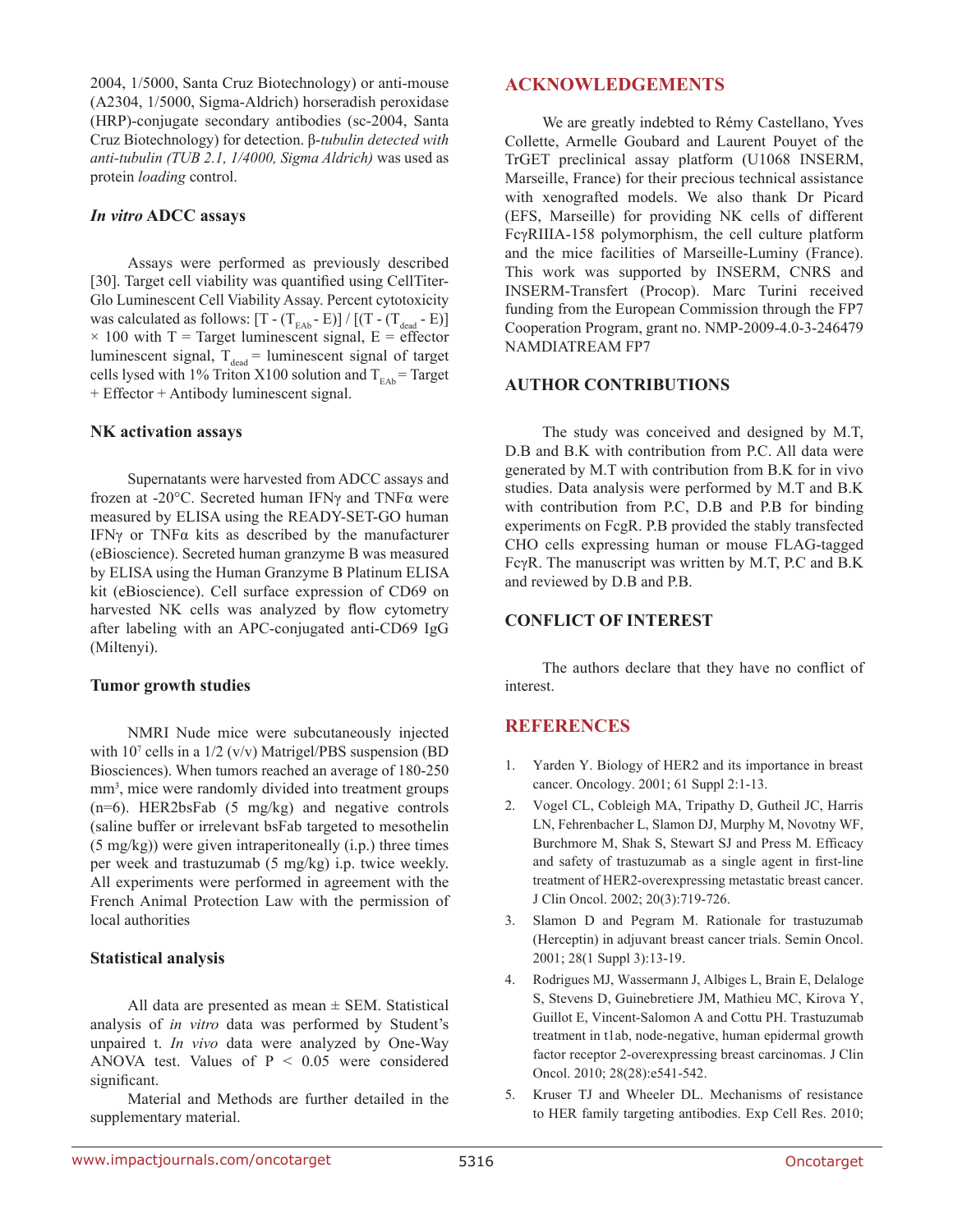2004, 1/5000, Santa Cruz Biotechnology) or anti-mouse (A2304, 1/5000, Sigma-Aldrich) horseradish peroxidase (HRP)-conjugate secondary antibodies (sc-2004, Santa Cruz Biotechnology) for detection. β-*tubulin detected with anti-tubulin (TUB 2.1, 1/4000, Sigma Aldrich)* was used as protein *loading* control.

### *In vitro* ADCC assays

Assays were performed as previously described [30]. Target cell viability was quantified using CellTiter-Glo Luminescent Cell Viability Assay. Percent cytotoxicity was calculated as follows: $[T - (T_{EAb} - E)] / [(T - (T_{dead} - E)] \times 100$ with T = Target luminescent signal, E = effector luminescent signal, $T_{dead}$ = luminescent signal of target cells lysed with 1% Triton X100 solution and $T_{EAb}$ = Target + Effector + Antibody luminescent signal.

### NK activation assays

Supernatants were harvested from ADCC assays and frozen at -20°C. Secreted human IFNγ and TNFα were measured by ELISA using the READY-SET-GO human IFNγ or TNFα kits as described by the manufacturer (eBioscience). Secreted human granzyme B was measured by ELISA using the Human Granzyme B Platinum ELISA kit (eBioscience). Cell surface expression of CD69 on harvested NK cells was analyzed by flow cytometry after labeling with an APC-conjugated anti-CD69 IgG (Miltenyi).

### Tumor growth studies

NMRI Nude mice were subcutaneously injected with $10^7$ cells in a 1/2 (v/v) Matrigel/PBS suspension (BD Biosciences). When tumors reached an average of 180-250 $mm^3$, mice were randomly divided into treatment groups (n=6). HER2bsFab (5 mg/kg) and negative controls (saline buffer or irrelevant bsFab targeted to mesothelin (5 mg/kg)) were given intraperitoneally (i.p.) three times per week and trastuzumab (5 mg/kg) i.p. twice weekly. All experiments were performed in agreement with the French Animal Protection Law with the permission of local authorities

### Statistical analysis

All data are presented as mean ± SEM. Statistical analysis of *in vitro* data was performed by Student's unpaired t. *In vivo* data were analyzed by One-Way ANOVA test. Values of $P < 0.05$ were considered significant.

Material and Methods are further detailed in the supplementary material.

## ACKNOWLEDGEMENTS

We are greatly indebted to Rémy Castellano, Yves Collette, Armelle Goubard and Laurent Pouyet of the TrGET preclinical assay platform (U1068 INSERM, Marseille, France) for their precious technical assistance with xenografted models. We also thank Dr Picard (EFS, Marseille) for providing NK cells of different FcγRIIIA-158 polymorphism, the cell culture platform and the mice facilities of Marseille-Luminy (France). This work was supported by INSERM, CNRS and INSERM-Transfert (Procop). Marc Turini received funding from the European Commission through the FP7 Cooperation Program, grant no. NMP-2009-4.0-3-246479 NAMDIATREAM FP7

## AUTHOR CONTRIBUTIONS

The study was conceived and designed by M.T, D.B and B.K with contribution from P.C. All data were generated by M.T with contribution from B.K for in vivo studies. Data analysis were performed by M.T and B.K with contribution from P.C, D.B and P.B for binding experiments on FcgR. P.B provided the stably transfected CHO cells expressing human or mouse FLAG-tagged FcγR. The manuscript was written by M.T, P.C and B.K and reviewed by D.B and P.B.

## CONFLICT OF INTEREST

The authors declare that they have no conflict of interest.

## REFERENCES

1. Yarden Y. Biology of HER2 and its importance in breast cancer. Oncology. 2001; 61 Suppl 2:1-13.
2. Vogel CL, Cobleigh MA, Tripathy D, Gutheil JC, Harris LN, Fehrenbacher L, Slamon DJ, Murphy M, Novotny WF, Burchmore M, Shak S, Stewart SJ and Press M. Efficacy and safety of trastuzumab as a single agent in first-line treatment of HER2-overexpressing metastatic breast cancer. J Clin Oncol. 2002; 20(3):719-726.
3. Slamon D and Pegram M. Rationale for trastuzumab (Herceptin) in adjuvant breast cancer trials. Semin Oncol. 2001; 28(1 Suppl 3):13-19.
4. Rodrigues MJ, Wassermann J, Albiges L, Brain E, Delaloge S, Stevens D, Guinebretiere JM, Mathieu MC, Kirova Y, Guillot E, Vincent-Salomon A and Cottu PH. Trastuzumab treatment in t1ab, node-negative, human epidermal growth factor receptor 2-overexpressing breast carcinomas. J Clin Oncol. 2010; 28(28):e541-542.
5. Kruser TJ and Wheeler DL. Mechanisms of resistance to HER family targeting antibodies. Exp Cell Res. 2010;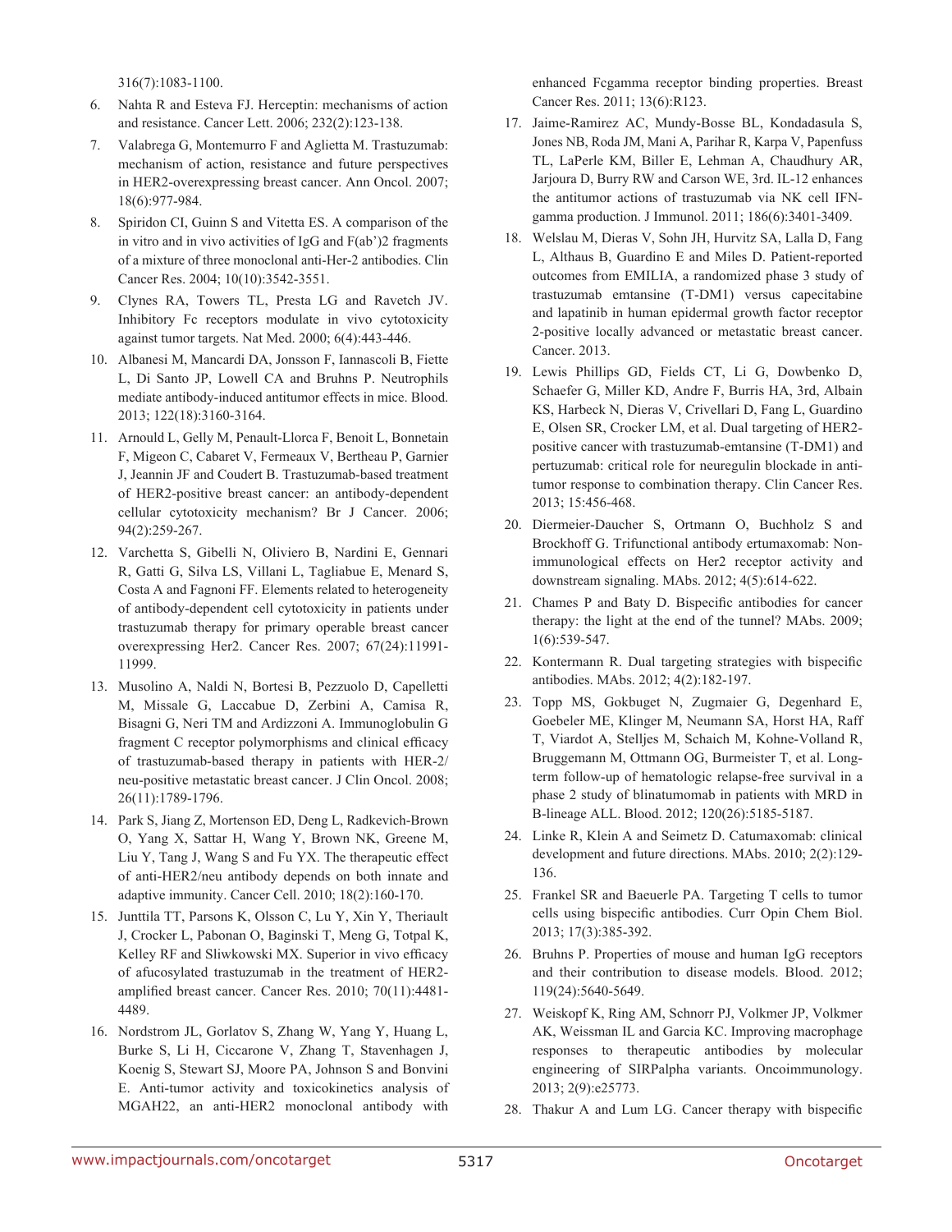316(7):1083-1100.

6. Nahta R and Esteva FJ. Herceptin: mechanisms of action and resistance. Cancer Lett. 2006; 232(2):123-138.

7. Valabrega G, Montemurro F and Aglietta M. Trastuzumab: mechanism of action, resistance and future perspectives in HER2-overexpressing breast cancer. Ann Oncol. 2007; 18(6):977-984.

8. Spiridon CI, Guinn S and Vitetta ES. A comparison of the in vitro and in vivo activities of IgG and F(ab')2 fragments of a mixture of three monoclonal anti-Her-2 antibodies. Clin Cancer Res. 2004; 10(10):3542-3551.

9. Clynes RA, Towers TL, Presta LG and Ravetch JV. Inhibitory Fc receptors modulate in vivo cytotoxicity against tumor targets. Nat Med. 2000; 6(4):443-446.

10. Albanesi M, Mancardi DA, Jonsson F, Iannascoli B, Fiette L, Di Santo JP, Lowell CA and Bruhns P. Neutrophils mediate antibody-induced antitumor effects in mice. Blood. 2013; 122(18):3160-3164.

11. Arnould L, Gelly M, Penault-Llorca F, Benoit L, Bonnetain F, Migeon C, Cabaret V, Fermeaux V, Bertheau P, Garnier J, Jeannin JF and Coudert B. Trastuzumab-based treatment of HER2-positive breast cancer: an antibody-dependent cellular cytotoxicity mechanism? Br J Cancer. 2006; 94(2):259-267.

12. Varchetta S, Gibelli N, Oliviero B, Nardini E, Gennari R, Gatti G, Silva LS, Villani L, Tagliabue E, Menard S, Costa A and Fagnoni FF. Elements related to heterogeneity of antibody-dependent cell cytotoxicity in patients under trastuzumab therapy for primary operable breast cancer overexpressing Her2. Cancer Res. 2007; 67(24):11991-11999.

13. Musolino A, Naldi N, Bortesi B, Pezzuolo D, Capelletti M, Missale G, Laccabue D, Zerbini A, Camisa R, Bisagni G, Neri TM and Ardizzoni A. Immunoglobulin G fragment C receptor polymorphisms and clinical efficacy of trastuzumab-based therapy in patients with HER-2/neu-positive metastatic breast cancer. J Clin Oncol. 2008; 26(11):1789-1796.

14. Park S, Jiang Z, Mortenson ED, Deng L, Radkevich-Brown O, Yang X, Sattar H, Wang Y, Brown NK, Greene M, Liu Y, Tang J, Wang S and Fu YX. The therapeutic effect of anti-HER2/neu antibody depends on both innate and adaptive immunity. Cancer Cell. 2010; 18(2):160-170.

15. Junttila TT, Parsons K, Olsson C, Lu Y, Xin Y, Theriault J, Crocker L, Pabonan O, Baginski T, Meng G, Totpal K, Kelley RF and Sliwkowski MX. Superior in vivo efficacy of afucosylated trastuzumab in the treatment of HER2-amplified breast cancer. Cancer Res. 2010; 70(11):4481-4489.

16. Nordstrom JL, Gorlatov S, Zhang W, Yang Y, Huang L, Burke S, Li H, Ciccarone V, Zhang T, Stavenhagen J, Koenig S, Stewart SJ, Moore PA, Johnson S and Bonvini E. Anti-tumor activity and toxicokinetics analysis of MGAH22, an anti-HER2 monoclonal antibody with enhanced Fcgamma receptor binding properties. Breast Cancer Res. 2011; 13(6):R123.

17. Jaime-Ramirez AC, Mundy-Bosse BL, Kondadasula S, Jones NB, Roda JM, Mani A, Parihar R, Karpa V, Papenfuss TL, LaPerle KM, Biller E, Lehman A, Chaudhury AR, Jarjoura D, Burry RW and Carson WE, 3rd. IL-12 enhances the antitumor actions of trastuzumab via NK cell IFN-gamma production. J Immunol. 2011; 186(6):3401-3409.

18. Welslau M, Dieras V, Sohn JH, Hurvitz SA, Lalla D, Fang L, Althaus B, Guardino E and Miles D. Patient-reported outcomes from EMILIA, a randomized phase 3 study of trastuzumab emtansine (T-DM1) versus capecitabine and lapatinib in human epidermal growth factor receptor 2-positive locally advanced or metastatic breast cancer. Cancer. 2013.

19. Lewis Phillips GD, Fields CT, Li G, Dowbenko D, Schaefer G, Miller KD, Andre F, Burris HA, 3rd, Albain KS, Harbeck N, Dieras V, Crivellari D, Fang L, Guardino E, Olsen SR, Crocker LM, et al. Dual targeting of HER2-positive cancer with trastuzumab-emtansine (T-DM1) and pertuzumab: critical role for neuregulin blockade in anti-tumor response to combination therapy. Clin Cancer Res. 2013; 15:456-468.

20. Diermeier-Daucher S, Ortmann O, Buchholz S and Brockhoff G. Trifunctional antibody ertumaxomab: Non-immunological effects on Her2 receptor activity and downstream signaling. MAbs. 2012; 4(5):614-622.

21. Chames P and Baty D. Bispecific antibodies for cancer therapy: the light at the end of the tunnel? MAbs. 2009; 1(6):539-547.

22. Kontermann R. Dual targeting strategies with bispecific antibodies. MAbs. 2012; 4(2):182-197.

23. Topp MS, Gokbuget N, Zugmaier G, Degenhard E, Goebeler ME, Klinger M, Neumann SA, Horst HA, Raff T, Viardot A, Stelljes M, Schaich M, Kohne-Volland R, Bruggemann M, Ottmann OG, Burmeister T, et al. Long-term follow-up of hematologic relapse-free survival in a phase 2 study of blinatumomab in patients with MRD in B-lineage ALL. Blood. 2012; 120(26):5185-5187.

24. Linke R, Klein A and Seimetz D. Catumaxomab: clinical development and future directions. MAbs. 2010; 2(2):129-136.

25. Frankel SR and Baeuerle PA. Targeting T cells to tumor cells using bispecific antibodies. Curr Opin Chem Biol. 2013; 17(3):385-392.

26. Bruhns P. Properties of mouse and human IgG receptors and their contribution to disease models. Blood. 2012; 119(24):5640-5649.

27. Weiskopf K, Ring AM, Schnorr PJ, Volkmer JP, Volkmer AK, Weissman IL and Garcia KC. Improving macrophage responses to therapeutic antibodies by molecular engineering of SIRPalpha variants. Oncoimmunology. 2013; 2(9):e25773.

28. Thakur A and Lum LG. Cancer therapy with bispecific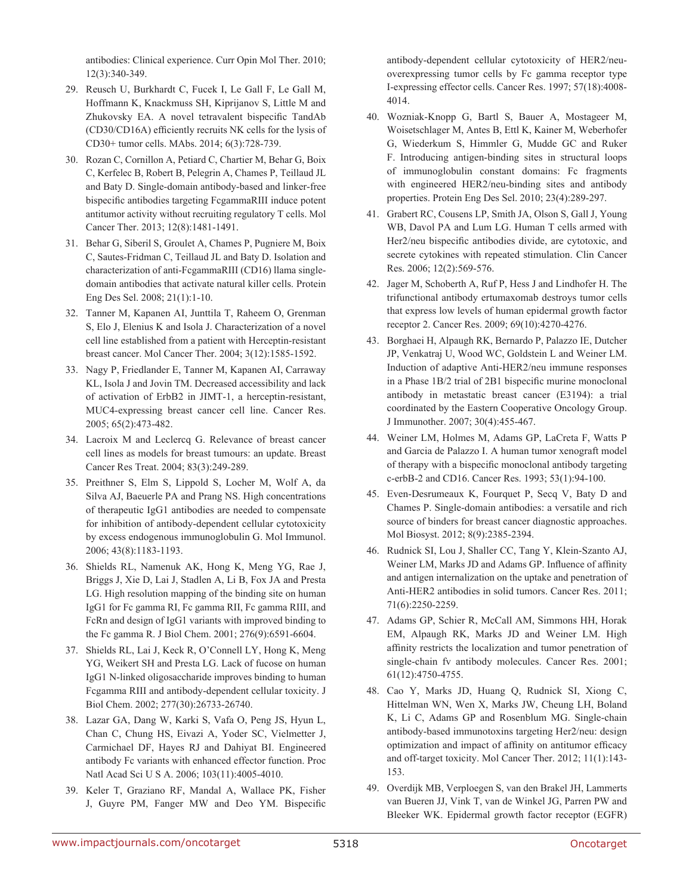antibodies: Clinical experience. Curr Opin Mol Ther. 2010; 12(3):340-349.

29. Reusch U, Burkhardt C, Fucek I, Le Gall F, Le Gall M, Hoffmann K, Knackmuss SH, Kiprijanov S, Little M and Zhukovsky EA. A novel tetravalent bispecific TandAb (CD30/CD16A) efficiently recruits NK cells for the lysis of CD30+ tumor cells. MAbs. 2014; 6(3):728-739.

30. Rozan C, Cornillon A, Petiard C, Chartier M, Behar G, Boix C, Kerfelec B, Robert B, Pelegrin A, Chames P, Teillaud JL and Baty D. Single-domain antibody-based and linker-free bispecific antibodies targeting FcgammaRIII induce potent antitumor activity without recruiting regulatory T cells. Mol Cancer Ther. 2013; 12(8):1481-1491.

31. Behar G, Siberil S, Groulet A, Chames P, Pugniere M, Boix C, Sautes-Fridman C, Teillaud JL and Baty D. Isolation and characterization of anti-FcgammaRIII (CD16) llama single-domain antibodies that activate natural killer cells. Protein Eng Des Sel. 2008; 21(1):1-10.

32. Tanner M, Kapanen AI, Junttila T, Raheem O, Grenman S, Elo J, Elenius K and Isola J. Characterization of a novel cell line established from a patient with Herceptin-resistant breast cancer. Mol Cancer Ther. 2004; 3(12):1585-1592.

33. Nagy P, Friedlander E, Tanner M, Kapanen AI, Carraway KL, Isola J and Jovin TM. Decreased accessibility and lack of activation of ErbB2 in JIMT-1, a herceptin-resistant, MUC4-expressing breast cancer cell line. Cancer Res. 2005; 65(2):473-482.

34. Lacroix M and Leclercq G. Relevance of breast cancer cell lines as models for breast tumours: an update. Breast Cancer Res Treat. 2004; 83(3):249-289.

35. Preithner S, Elm S, Lippold S, Locher M, Wolf A, da Silva AJ, Baeuerle PA and Prang NS. High concentrations of therapeutic IgG1 antibodies are needed to compensate for inhibition of antibody-dependent cellular cytotoxicity by excess endogenous immunoglobulin G. Mol Immunol. 2006; 43(8):1183-1193.

36. Shields RL, Namenuk AK, Hong K, Meng YG, Rae J, Briggs J, Xie D, Lai J, Stadlen A, Li B, Fox JA and Presta LG. High resolution mapping of the binding site on human IgG1 for Fc gamma RI, Fc gamma RII, Fc gamma RIII, and FcRn and design of IgG1 variants with improved binding to the Fc gamma R. J Biol Chem. 2001; 276(9):6591-6604.

37. Shields RL, Lai J, Keck R, O'Connell LY, Hong K, Meng YG, Weikert SH and Presta LG. Lack of fucose on human IgG1 N-linked oligosaccharide improves binding to human Fcgamma RIII and antibody-dependent cellular toxicity. J Biol Chem. 2002; 277(30):26733-26740.

38. Lazar GA, Dang W, Karki S, Vafa O, Peng JS, Hyun L, Chan C, Chung HS, Eivazi A, Yoder SC, Vielmetter J, Carmichael DF, Hayes RJ and Dahiyat BI. Engineered antibody Fc variants with enhanced effector function. Proc Natl Acad Sci U S A. 2006; 103(11):4005-4010.

39. Keler T, Graziano RF, Mandal A, Wallace PK, Fisher J, Guyre PM, Fanger MW and Deo YM. Bispecific antibody-dependent cellular cytotoxicity of HER2/neu-overexpressing tumor cells by Fc gamma receptor type I-expressing effector cells. Cancer Res. 1997; 57(18):4008-4014.

40. Wozniak-Knopp G, Bartl S, Bauer A, Mostageer M, Woisetschlager M, Antes B, Ettl K, Kainer M, Weberhofer G, Wiederkum S, Himmler G, Mudde GC and Ruker F. Introducing antigen-binding sites in structural loops of immunoglobulin constant domains: Fc fragments with engineered HER2/neu-binding sites and antibody properties. Protein Eng Des Sel. 2010; 23(4):289-297.

41. Grabert RC, Cousens LP, Smith JA, Olson S, Gall J, Young WB, Davol PA and Lum LG. Human T cells armed with Her2/neu bispecific antibodies divide, are cytotoxic, and secrete cytokines with repeated stimulation. Clin Cancer Res. 2006; 12(2):569-576.

42. Jager M, Schoberth A, Ruf P, Hess J and Lindhofer H. The trifunctional antibody ertumaxomab destroys tumor cells that express low levels of human epidermal growth factor receptor 2. Cancer Res. 2009; 69(10):4270-4276.

43. Borghaei H, Alpaugh RK, Bernardo P, Palazzo IE, Dutcher JP, Venkatraj U, Wood WC, Goldstein L and Weiner LM. Induction of adaptive Anti-HER2/neu immune responses in a Phase 1B/2 trial of 2B1 bispecific murine monoclonal antibody in metastatic breast cancer (E3194): a trial coordinated by the Eastern Cooperative Oncology Group. J Immunother. 2007; 30(4):455-467.

44. Weiner LM, Holmes M, Adams GP, LaCreta F, Watts P and Garcia de Palazzo I. A human tumor xenograft model of therapy with a bispecific monoclonal antibody targeting c-erbB-2 and CD16. Cancer Res. 1993; 53(1):94-100.

45. Even-Desrumeaux K, Fourquet P, Secq V, Baty D and Chames P. Single-domain antibodies: a versatile and rich source of binders for breast cancer diagnostic approaches. Mol Biosyst. 2012; 8(9):2385-2394.

46. Rudnick SI, Lou J, Shaller CC, Tang Y, Klein-Szanto AJ, Weiner LM, Marks JD and Adams GP. Influence of affinity and antigen internalization on the uptake and penetration of Anti-HER2 antibodies in solid tumors. Cancer Res. 2011; 71(6):2250-2259.

47. Adams GP, Schier R, McCall AM, Simmons HH, Horak EM, Alpaugh RK, Marks JD and Weiner LM. High affinity restricts the localization and tumor penetration of single-chain fv antibody molecules. Cancer Res. 2001; 61(12):4750-4755.

48. Cao Y, Marks JD, Huang Q, Rudnick SI, Xiong C, Hittelman WN, Wen X, Marks JW, Cheung LH, Boland K, Li C, Adams GP and Rosenblum MG. Single-chain antibody-based immunotoxins targeting Her2/neu: design optimization and impact of affinity on antitumor efficacy and off-target toxicity. Mol Cancer Ther. 2012; 11(1):143-153.

49. Overdijk MB, Verploegen S, van den Brakel JH, Lammerts van Bueren JJ, Vink T, van de Winkel JG, Parren PW and Bleeker WK. Epidermal growth factor receptor (EGFR)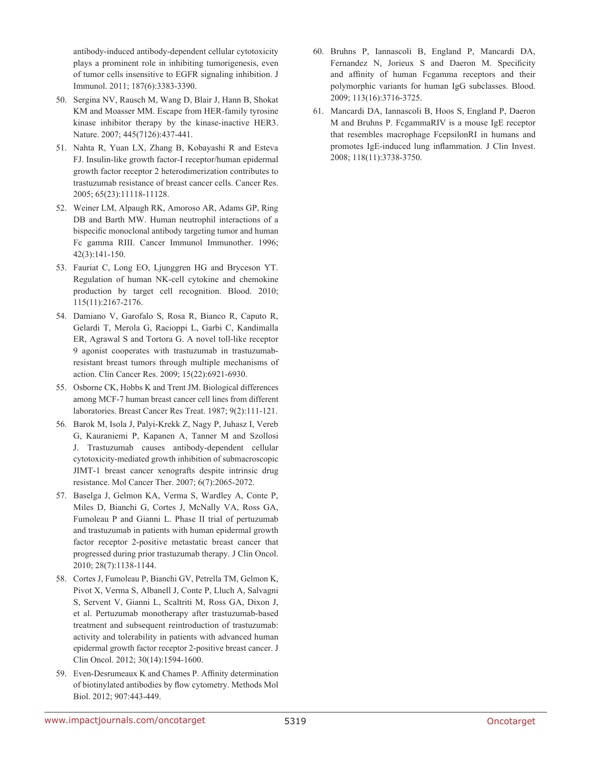antibody-induced antibody-dependent cellular cytotoxicity plays a prominent role in inhibiting tumorigenesis, even of tumor cells insensitive to EGFR signaling inhibition. J Immunol. 2011; 187(6):3383-3390.

50. Sergina NV, Rausch M, Wang D, Blair J, Hann B, Shokat KM and Moasser MM. Escape from HER-family tyrosine kinase inhibitor therapy by the kinase-inactive HER3. Nature. 2007; 445(7126):437-441.

51. Nahta R, Yuan LX, Zhang B, Kobayashi R and Esteva FJ. Insulin-like growth factor-I receptor/human epidermal growth factor receptor 2 heterodimerization contributes to trastuzumab resistance of breast cancer cells. Cancer Res. 2005; 65(23):11118-11128.

52. Weiner LM, Alpaugh RK, Amoroso AR, Adams GP, Ring DB and Barth MW. Human neutrophil interactions of a bispecific monoclonal antibody targeting tumor and human Fc gamma RIII. Cancer Immunol Immunother. 1996; 42(3):141-150.

53. Fauriat C, Long EO, Ljunggren HG and Bryceson YT. Regulation of human NK-cell cytokine and chemokine production by target cell recognition. Blood. 2010; 115(11):2167-2176.

54. Damiano V, Garofalo S, Rosa R, Bianco R, Caputo R, Gelardi T, Merola G, Racioppi L, Garbi C, Kandimalla ER, Agrawal S and Tortora G. A novel toll-like receptor 9 agonist cooperates with trastuzumab in trastuzumab-resistant breast tumors through multiple mechanisms of action. Clin Cancer Res. 2009; 15(22):6921-6930.

55. Osborne CK, Hobbs K and Trent JM. Biological differences among MCF-7 human breast cancer cell lines from different laboratories. Breast Cancer Res Treat. 1987; 9(2):111-121.

56. Barok M, Isola J, Palyi-Krekk Z, Nagy P, Juhasz I, Vereb G, Kauraniemi P, Kapanen A, Tanner M and Szollosi J. Trastuzumab causes antibody-dependent cellular cytotoxicity-mediated growth inhibition of submacroscopic JIMT-1 breast cancer xenografts despite intrinsic drug resistance. Mol Cancer Ther. 2007; 6(7):2065-2072.

57. Baselga J, Gelmon KA, Verma S, Wardley A, Conte P, Miles D, Bianchi G, Cortes J, McNally VA, Ross GA, Fumoleau P and Gianni L. Phase II trial of pertuzumab and trastuzumab in patients with human epidermal growth factor receptor 2-positive metastatic breast cancer that progressed during prior trastuzumab therapy. J Clin Oncol. 2010; 28(7):1138-1144.

58. Cortes J, Fumoleau P, Bianchi GV, Petrella TM, Gelmon K, Pivot X, Verma S, Albanell J, Conte P, Lluch A, Salvagni S, Servent V, Gianni L, Scaltriti M, Ross GA, Dixon J, et al. Pertuzumab monotherapy after trastuzumab-based treatment and subsequent reintroduction of trastuzumab: activity and tolerability in patients with advanced human epidermal growth factor receptor 2-positive breast cancer. J Clin Oncol. 2012; 30(14):1594-1600.

59. Even-Desrumeaux K and Chames P. Affinity determination of biotinylated antibodies by flow cytometry. Methods Mol Biol. 2012; 907:443-449.

60. Bruhns P, Iannascoli B, England P, Mancardi DA, Fernandez N, Jorieux S and Daeron M. Specificity and affinity of human Fcgamma receptors and their polymorphic variants for human IgG subclasses. Blood. 2009; 113(16):3716-3725.

61. Mancardi DA, Iannascoli B, Hoos S, England P, Daeron M and Bruhns P. FcgammaRIV is a mouse IgE receptor that resembles macrophage FcepsilonRI in humans and promotes IgE-induced lung inflammation. J Clin Invest. 2008; 118(11):3738-3750.